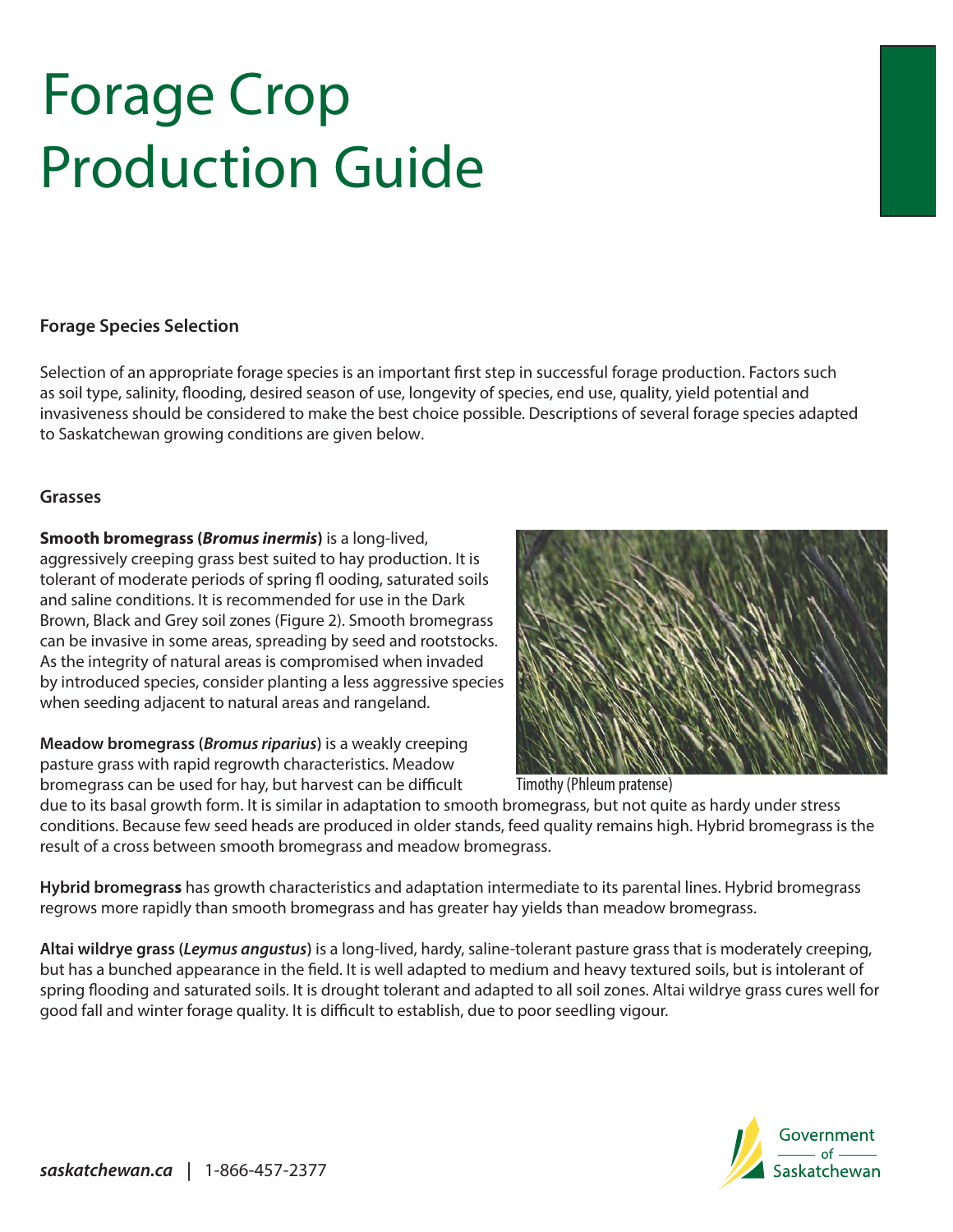# Forage Crop Production Guide

## Forage Species Selection

Selection of an appropriate forage species is an important first step in successful forage production. Factors such as soil type, salinity, flooding, desired season of use, longevity of species, end use, quality, yield potential and invasiveness should be considered to make the best choice possible. Descriptions of several forage species adapted to Saskatchewan growing conditions are given below.

### Grasses

**Smooth bromegrass (*Bromus inermis*)** is a long-lived, aggressively creeping grass best suited to hay production. It is tolerant of moderate periods of spring flooding, saturated soils and saline conditions. It is recommended for use in the Dark Brown, Black and Grey soil zones (Figure 2). Smooth bromegrass can be invasive in some areas, spreading by seed and rootstocks. As the integrity of natural areas is compromised when invaded by introduced species, consider planting a less aggressive species when seeding adjacent to natural areas and rangeland.

Timothy (Phleum pratense)

**Meadow bromegrass (*Bromus riparius*)** is a weakly creeping pasture grass with rapid regrowth characteristics. Meadow bromegrass can be used for hay, but harvest can be difficult due to its basal growth form. It is similar in adaptation to smooth bromegrass, but not quite as hardy under stress conditions. Because few seed heads are produced in older stands, feed quality remains high. Hybrid bromegrass is the result of a cross between smooth bromegrass and meadow bromegrass.

**Hybrid bromegrass** has growth characteristics and adaptation intermediate to its parental lines. Hybrid bromegrass regrows more rapidly than smooth bromegrass and has greater hay yields than meadow bromegrass.

**Altai wildrye grass (*Leymus angustus*)** is a long-lived, hardy, saline-tolerant pasture grass that is moderately creeping, but has a bunched appearance in the field. It is well adapted to medium and heavy textured soils, but is intolerant of spring flooding and saturated soils. It is drought tolerant and adapted to all soil zones. Altai wildrye grass cures well for good fall and winter forage quality. It is difficult to establish, due to poor seedling vigour.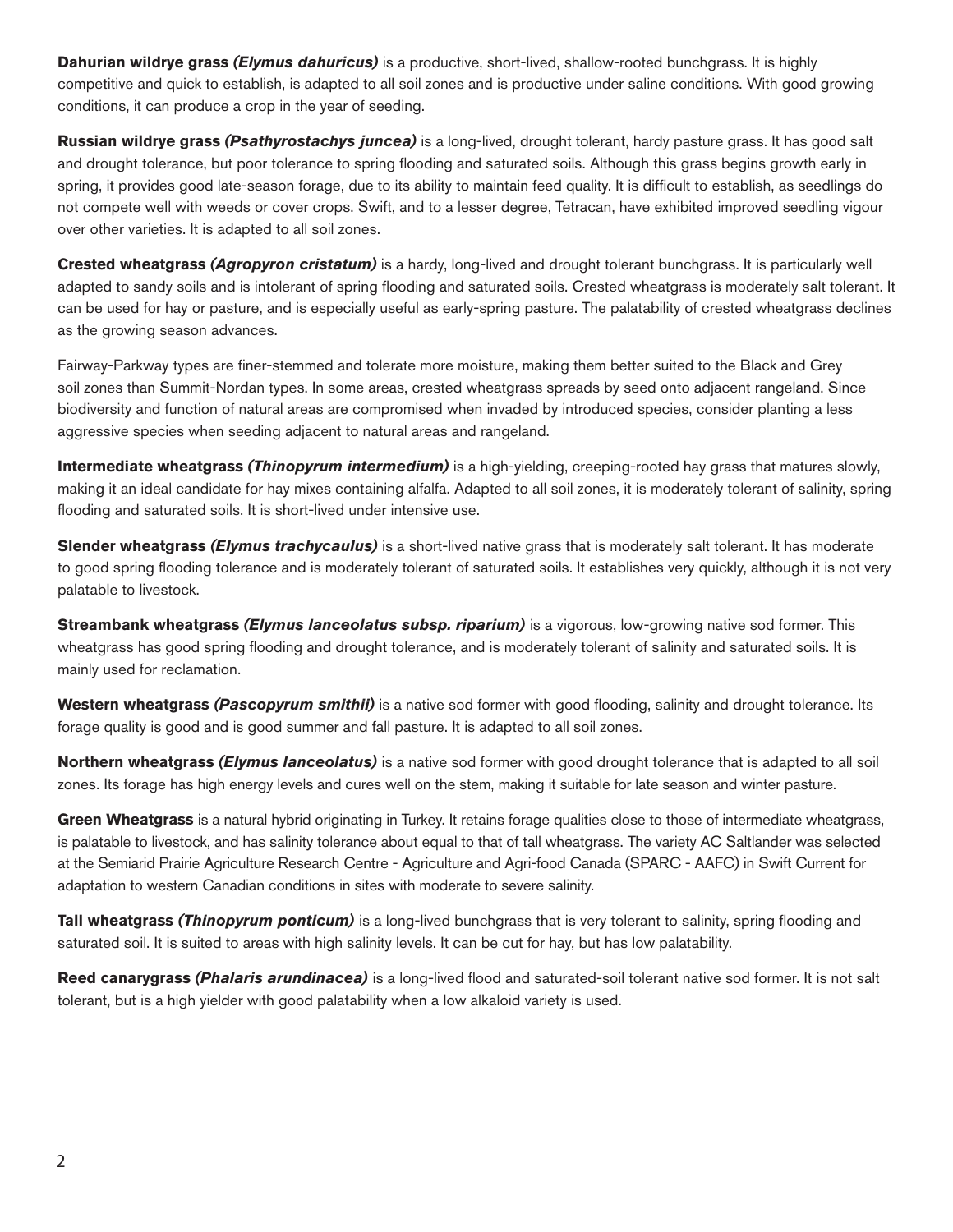**Dahurian wildrye grass *(Elymus dahuricus)*** is a productive, short-lived, shallow-rooted bunchgrass. It is highly competitive and quick to establish, is adapted to all soil zones and is productive under saline conditions. With good growing conditions, it can produce a crop in the year of seeding.

**Russian wildrye grass *(Psathyrostachys juncea)*** is a long-lived, drought tolerant, hardy pasture grass. It has good salt and drought tolerance, but poor tolerance to spring flooding and saturated soils. Although this grass begins growth early in spring, it provides good late-season forage, due to its ability to maintain feed quality. It is difficult to establish, as seedlings do not compete well with weeds or cover crops. Swift, and to a lesser degree, Tetracan, have exhibited improved seedling vigour over other varieties. It is adapted to all soil zones.

**Crested wheatgrass *(Agropyron cristatum)*** is a hardy, long-lived and drought tolerant bunchgrass. It is particularly well adapted to sandy soils and is intolerant of spring flooding and saturated soils. Crested wheatgrass is moderately salt tolerant. It can be used for hay or pasture, and is especially useful as early-spring pasture. The palatability of crested wheatgrass declines as the growing season advances.

Fairway-Parkway types are finer-stemmed and tolerate more moisture, making them better suited to the Black and Grey soil zones than Summit-Nordan types. In some areas, crested wheatgrass spreads by seed onto adjacent rangeland. Since biodiversity and function of natural areas are compromised when invaded by introduced species, consider planting a less aggressive species when seeding adjacent to natural areas and rangeland.

**Intermediate wheatgrass *(Thinopyrum intermedium)*** is a high-yielding, creeping-rooted hay grass that matures slowly, making it an ideal candidate for hay mixes containing alfalfa. Adapted to all soil zones, it is moderately tolerant of salinity, spring flooding and saturated soils. It is short-lived under intensive use.

**Slender wheatgrass *(Elymus trachycaulus)*** is a short-lived native grass that is moderately salt tolerant. It has moderate to good spring flooding tolerance and is moderately tolerant of saturated soils. It establishes very quickly, although it is not very palatable to livestock.

**Streambank wheatgrass *(Elymus lanceolatus subsp. riparium)*** is a vigorous, low-growing native sod former. This wheatgrass has good spring flooding and drought tolerance, and is moderately tolerant of salinity and saturated soils. It is mainly used for reclamation.

**Western wheatgrass *(Pascopyrum smithii)*** is a native sod former with good flooding, salinity and drought tolerance. Its forage quality is good and is good summer and fall pasture. It is adapted to all soil zones.

**Northern wheatgrass *(Elymus lanceolatus)*** is a native sod former with good drought tolerance that is adapted to all soil zones. Its forage has high energy levels and cures well on the stem, making it suitable for late season and winter pasture.

**Green Wheatgrass** is a natural hybrid originating in Turkey. It retains forage qualities close to those of intermediate wheatgrass, is palatable to livestock, and has salinity tolerance about equal to that of tall wheatgrass. The variety AC Saltlander was selected at the Semiarid Prairie Agriculture Research Centre - Agriculture and Agri-food Canada (SPARC - AAFC) in Swift Current for adaptation to western Canadian conditions in sites with moderate to severe salinity.

**Tall wheatgrass *(Thinopyrum ponticum)*** is a long-lived bunchgrass that is very tolerant to salinity, spring flooding and saturated soil. It is suited to areas with high salinity levels. It can be cut for hay, but has low palatability.

**Reed canarygrass *(Phalaris arundinacea)*** is a long-lived flood and saturated-soil tolerant native sod former. It is not salt tolerant, but is a high yielder with good palatability when a low alkaloid variety is used.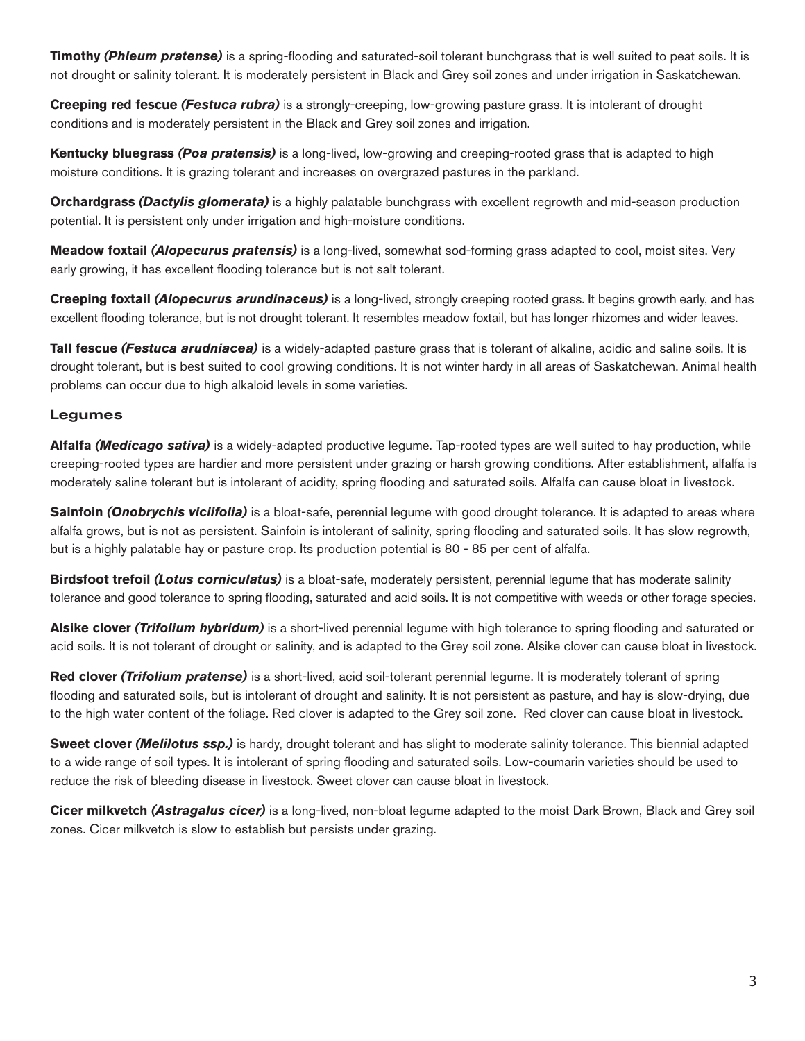**Timothy *(Phleum pratense)*** is a spring-flooding and saturated-soil tolerant bunchgrass that is well suited to peat soils. It is not drought or salinity tolerant. It is moderately persistent in Black and Grey soil zones and under irrigation in Saskatchewan.

**Creeping red fescue *(Festuca rubra)*** is a strongly-creeping, low-growing pasture grass. It is intolerant of drought conditions and is moderately persistent in the Black and Grey soil zones and irrigation.

**Kentucky bluegrass *(Poa pratensis)*** is a long-lived, low-growing and creeping-rooted grass that is adapted to high moisture conditions. It is grazing tolerant and increases on overgrazed pastures in the parkland.

**Orchardgrass *(Dactylis glomerata)*** is a highly palatable bunchgrass with excellent regrowth and mid-season production potential. It is persistent only under irrigation and high-moisture conditions.

**Meadow foxtail *(Alopecurus pratensis)*** is a long-lived, somewhat sod-forming grass adapted to cool, moist sites. Very early growing, it has excellent flooding tolerance but is not salt tolerant.

**Creeping foxtail *(Alopecurus arundinaceus)*** is a long-lived, strongly creeping rooted grass. It begins growth early, and has excellent flooding tolerance, but is not drought tolerant. It resembles meadow foxtail, but has longer rhizomes and wider leaves.

**Tall fescue *(Festuca arudniacea)*** is a widely-adapted pasture grass that is tolerant of alkaline, acidic and saline soils. It is drought tolerant, but is best suited to cool growing conditions. It is not winter hardy in all areas of Saskatchewan. Animal health problems can occur due to high alkaloid levels in some varieties.

### Legumes

**Alfalfa *(Medicago sativa)*** is a widely-adapted productive legume. Tap-rooted types are well suited to hay production, while creeping-rooted types are hardier and more persistent under grazing or harsh growing conditions. After establishment, alfalfa is moderately saline tolerant but is intolerant of acidity, spring flooding and saturated soils. Alfalfa can cause bloat in livestock.

**Sainfoin *(Onobrychis viciifolia)*** is a bloat-safe, perennial legume with good drought tolerance. It is adapted to areas where alfalfa grows, but is not as persistent. Sainfoin is intolerant of salinity, spring flooding and saturated soils. It has slow regrowth, but is a highly palatable hay or pasture crop. Its production potential is 80 - 85 per cent of alfalfa.

**Birdsfoot trefoil *(Lotus corniculatus)*** is a bloat-safe, moderately persistent, perennial legume that has moderate salinity tolerance and good tolerance to spring flooding, saturated and acid soils. It is not competitive with weeds or other forage species.

**Alsike clover *(Trifolium hybridum)*** is a short-lived perennial legume with high tolerance to spring flooding and saturated or acid soils. It is not tolerant of drought or salinity, and is adapted to the Grey soil zone. Alsike clover can cause bloat in livestock.

**Red clover *(Trifolium pratense)*** is a short-lived, acid soil-tolerant perennial legume. It is moderately tolerant of spring flooding and saturated soils, but is intolerant of drought and salinity. It is not persistent as pasture, and hay is slow-drying, due to the high water content of the foliage. Red clover is adapted to the Grey soil zone. Red clover can cause bloat in livestock.

**Sweet clover *(Melilotus ssp.)*** is hardy, drought tolerant and has slight to moderate salinity tolerance. This biennial adapted to a wide range of soil types. It is intolerant of spring flooding and saturated soils. Low-coumarin varieties should be used to reduce the risk of bleeding disease in livestock. Sweet clover can cause bloat in livestock.

**Cicer milkvetch *(Astragalus cicer)*** is a long-lived, non-bloat legume adapted to the moist Dark Brown, Black and Grey soil zones. Cicer milkvetch is slow to establish but persists under grazing.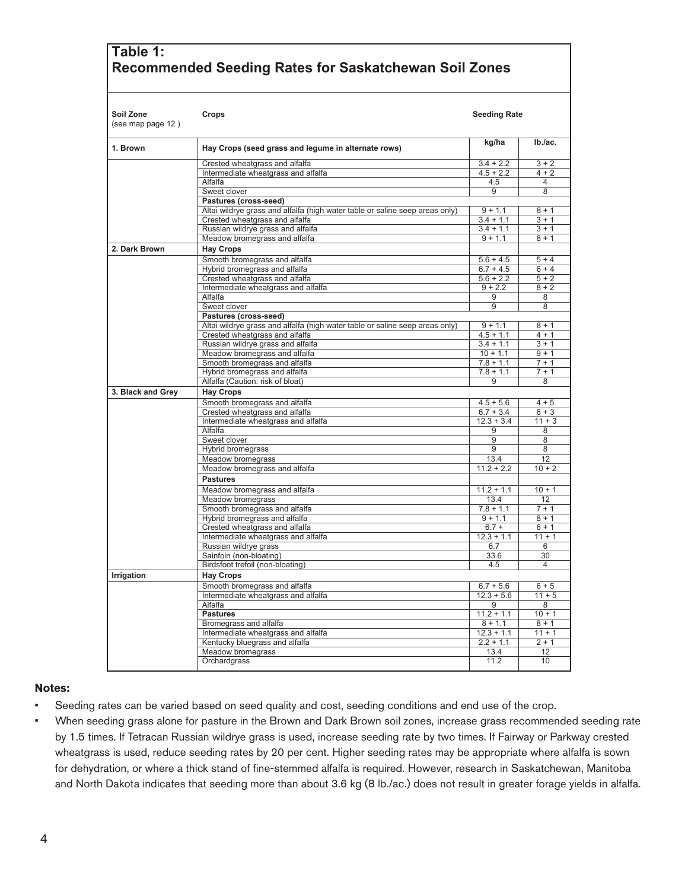## Table 1: Recommended Seeding Rates for Saskatchewan Soil Zones

| Soil Zone (see map page 12 ) | Crops | Seeding Rate | |
|---|---|---|---|
| | | kg/ha | lb./ac. |
| 1. Brown | **Hay Crops (seed grass and legume in alternate rows)** | | |
| | Crested wheatgrass and alfalfa | 3.4 + 2.2 | 3 + 2 |
| | Intermediate wheatgrass and alfalfa | 4.5 + 2.2 | 4 + 2 |
| | Alfalfa | 4.5 | 4 |
| | Sweet clover | 9 | 8 |
| | **Pastures (cross-seed)** | | |
| | Altai wildrye grass and alfalfa (high water table or saline seep areas only) | 9 + 1.1 | 8 + 1 |
| | Crested wheatgrass and alfalfa | 3.4 + 1.1 | 3 + 1 |
| | Russian wildrye grass and alfalfa | 3.4 + 1.1 | 3 + 1 |
| | Meadow bromegrass and alfalfa | 9 + 1.1 | 8 + 1 |
| 2. Dark Brown | **Hay Crops** | | |
| | Smooth bromegrass and alfalfa | 5.6 + 4.5 | 5 + 4 |
| | Hybrid bromegrass and alfalfa | 6.7 + 4.5 | 6 + 4 |
| | Crested wheatgrass and alfalfa | 5.6 + 2.2 | 5 + 2 |
| | Intermediate wheatgrass and alfalfa | 9 + 2.2 | 8 + 2 |
| | Alfalfa | 9 | 8 |
| | Sweet clover | 9 | 8 |
| | **Pastures (cross-seed)** | | |
| | Altai wildrye grass and alfalfa (high water table or saline seep areas only) | 9 + 1.1 | 8 + 1 |
| | Crested wheatgrass and alfalfa | 4.5 + 1.1 | 4 + 1 |
| | Russian wildrye grass and alfalfa | 3.4 + 1.1 | 3 + 1 |
| | Meadow bromegrass and alfalfa | 10 + 1.1 | 9 + 1 |
| | Smooth bromegrass and alfalfa | 7.8 + 1.1 | 7 + 1 |
| | Hybrid bromegrass and alfalfa | 7.8 + 1.1 | 7 + 1 |
| | Alfalfa (Caution: risk of bloat) | 9 | 8 |
| 3. Black and Grey | **Hay Crops** | | |
| | Smooth bromegrass and alfalfa | 4.5 + 5.6 | 4 + 5 |
| | Crested wheatgrass and alfalfa | 6.7 + 3.4 | 6 + 3 |
| | Intermediate wheatgrass and alfalfa | 12.3 + 3.4 | 11 + 3 |
| | Alfalfa | 9 | 8 |
| | Sweet clover | 9 | 8 |
| | Hybrid bromegrass | 9 | 8 |
| | Meadow bromegrass | 13.4 | 12 |
| | Meadow bromegrass and alfalfa | 11.2 + 2.2 | 10 + 2 |
| | **Pastures** | | |
| | Meadow bromegrass and alfalfa | 11.2 + 1.1 | 10 + 1 |
| | Meadow bromegrass | 13.4 | 12 |
| | Smooth bromegrass and alfalfa | 7.8 + 1.1 | 7 + 1 |
| | Hybrid bromegrass and alfalfa | 9 + 1.1 | 8 + 1 |
| | Crested wheatgrass and alfalfa | 6.7 + | 6 + 1 |
| | Intermediate wheatgrass and alfalfa | 12.3 + 1.1 | 11 + 1 |
| | Russian wildrye grass | 6.7 | 6 |
| | Sainfoin (non-bloating) | 33.6 | 30 |
| | Birdsfoot trefoil (non-bloating) | 4.5 | 4 |
| Irrigation | **Hay Crops** | | |
| | Smooth bromegrass and alfalfa | 6.7 + 5.6 | 6 + 5 |
| | Intermediate wheatgrass and alfalfa | 12.3 + 5.6 | 11 + 5 |
| | Alfalfa | 9 | 8 |
| | **Pastures** | 11.2 + 1.1 | 10 + 1 |
| | Bromegrass and alfalfa | 8 + 1.1 | 8 + 1 |
| | Intermediate wheatgrass and alfalfa | 12.3 + 1.1 | 11 + 1 |
| | Kentucky bluegrass and alfalfa | 2.2 + 1.1 | 2 + 1 |
| | Meadow bromegrass | 13.4 | 12 |
| | Orchardgrass | 11.2 | 10 |

**Notes:**

- Seeding rates can be varied based on seed quality and cost, seeding conditions and end use of the crop.
- When seeding grass alone for pasture in the Brown and Dark Brown soil zones, increase grass recommended seeding rate by 1.5 times. If Tetracan Russian wildrye grass is used, increase seeding rate by two times. If Fairway or Parkway crested wheatgrass is used, reduce seeding rates by 20 per cent. Higher seeding rates may be appropriate where alfalfa is sown for dehydration, or where a thick stand of fine-stemmed alfalfa is required. However, research in Saskatchewan, Manitoba and North Dakota indicates that seeding more than about 3.6 kg (8 lb./ac.) does not result in greater forage yields in alfalfa.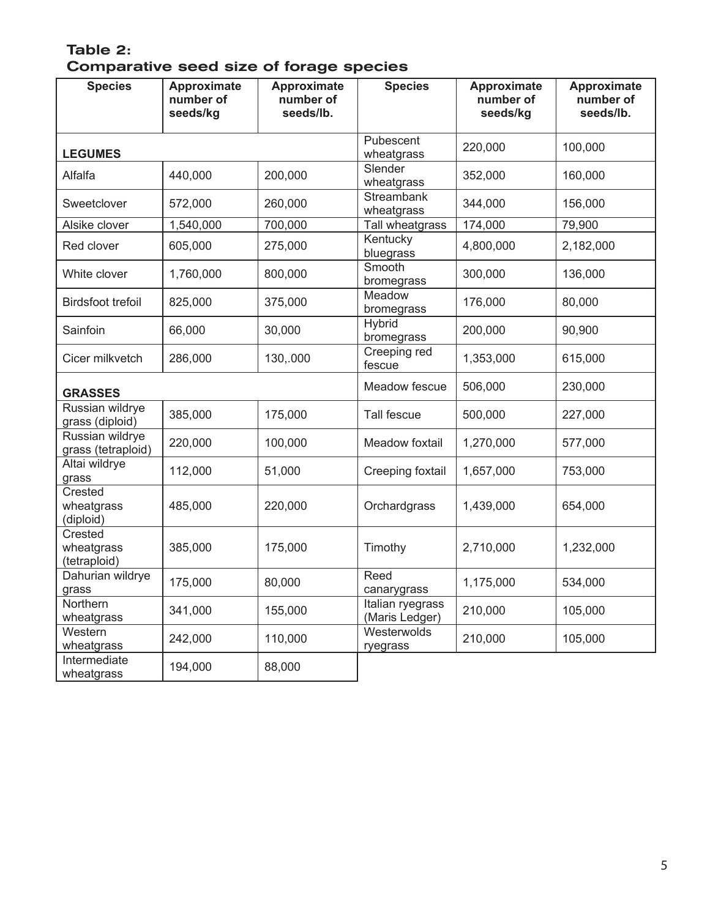### Table 2: Comparative seed size of forage species

| Species | Approximate number of seeds/kg | Approximate number of seeds/lb. | Species | Approximate number of seeds/kg | Approximate number of seeds/lb. |
|---|---|---|---|---|---|
| **LEGUMES** | | | Pubescent wheatgrass | 220,000 | 100,000 |
| Alfalfa | 440,000 | 200,000 | Slender wheatgrass | 352,000 | 160,000 |
| Sweetclover | 572,000 | 260,000 | Streambank wheatgrass | 344,000 | 156,000 |
| Alsike clover | 1,540,000 | 700,000 | Tall wheatgrass | 174,000 | 79,900 |
| Red clover | 605,000 | 275,000 | Kentucky bluegrass | 4,800,000 | 2,182,000 |
| White clover | 1,760,000 | 800,000 | Smooth bromegrass | 300,000 | 136,000 |
| Birdsfoot trefoil | 825,000 | 375,000 | Meadow bromegrass | 176,000 | 80,000 |
| Sainfoin | 66,000 | 30,000 | Hybrid bromegrass | 200,000 | 90,900 |
| Cicer milkvetch | 286,000 | 130,.000 | Creeping red fescue | 1,353,000 | 615,000 |
| **GRASSES** | | | Meadow fescue | 506,000 | 230,000 |
| Russian wildrye grass (diploid) | 385,000 | 175,000 | Tall fescue | 500,000 | 227,000 |
| Russian wildrye grass (tetraploid) | 220,000 | 100,000 | Meadow foxtail | 1,270,000 | 577,000 |
| Altai wildrye grass | 112,000 | 51,000 | Creeping foxtail | 1,657,000 | 753,000 |
| Crested wheatgrass (diploid) | 485,000 | 220,000 | Orchardgrass | 1,439,000 | 654,000 |
| Crested wheatgrass (tetraploid) | 385,000 | 175,000 | Timothy | 2,710,000 | 1,232,000 |
| Dahurian wildrye grass | 175,000 | 80,000 | Reed canarygrass | 1,175,000 | 534,000 |
| Northern wheatgrass | 341,000 | 155,000 | Italian ryegrass (Maris Ledger) | 210,000 | 105,000 |
| Western wheatgrass | 242,000 | 110,000 | Westerwolds ryegrass | 210,000 | 105,000 |
| Intermediate wheatgrass | 194,000 | 88,000 | | | |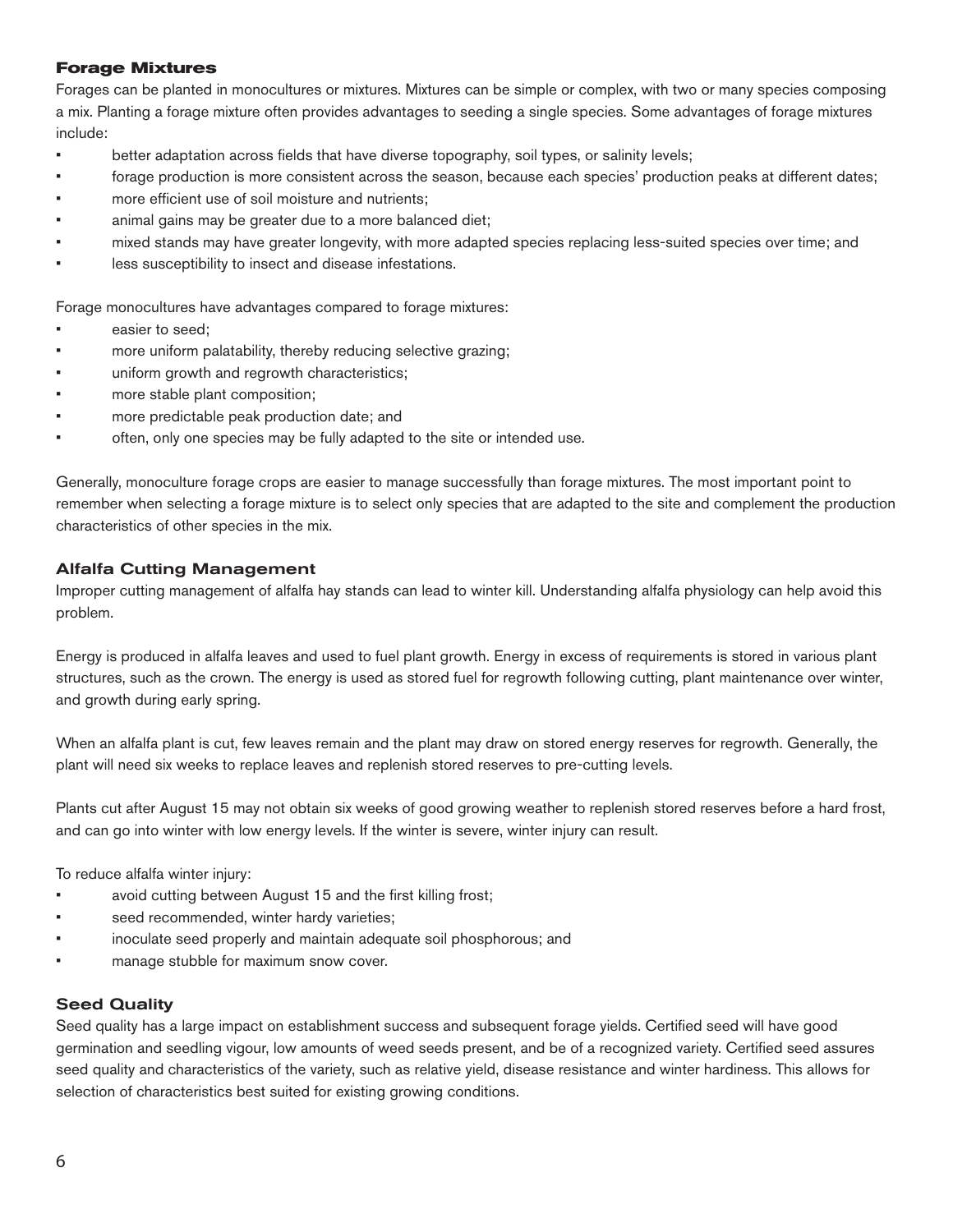## Forage Mixtures

Forages can be planted in monocultures or mixtures. Mixtures can be simple or complex, with two or many species composing a mix. Planting a forage mixture often provides advantages to seeding a single species. Some advantages of forage mixtures include:

- better adaptation across fields that have diverse topography, soil types, or salinity levels;
- forage production is more consistent across the season, because each species' production peaks at different dates;
- more efficient use of soil moisture and nutrients;
- animal gains may be greater due to a more balanced diet;
- mixed stands may have greater longevity, with more adapted species replacing less-suited species over time; and
- less susceptibility to insect and disease infestations.

Forage monocultures have advantages compared to forage mixtures:

- easier to seed;
- more uniform palatability, thereby reducing selective grazing;
- uniform growth and regrowth characteristics;
- more stable plant composition;
- more predictable peak production date; and
- often, only one species may be fully adapted to the site or intended use.

Generally, monoculture forage crops are easier to manage successfully than forage mixtures. The most important point to remember when selecting a forage mixture is to select only species that are adapted to the site and complement the production characteristics of other species in the mix.

## Alfalfa Cutting Management

Improper cutting management of alfalfa hay stands can lead to winter kill. Understanding alfalfa physiology can help avoid this problem.

Energy is produced in alfalfa leaves and used to fuel plant growth. Energy in excess of requirements is stored in various plant structures, such as the crown. The energy is used as stored fuel for regrowth following cutting, plant maintenance over winter, and growth during early spring.

When an alfalfa plant is cut, few leaves remain and the plant may draw on stored energy reserves for regrowth. Generally, the plant will need six weeks to replace leaves and replenish stored reserves to pre-cutting levels.

Plants cut after August 15 may not obtain six weeks of good growing weather to replenish stored reserves before a hard frost, and can go into winter with low energy levels. If the winter is severe, winter injury can result.

To reduce alfalfa winter injury:

- avoid cutting between August 15 and the first killing frost;
- seed recommended, winter hardy varieties;
- inoculate seed properly and maintain adequate soil phosphorous; and
- manage stubble for maximum snow cover.

## Seed Quality

Seed quality has a large impact on establishment success and subsequent forage yields. Certified seed will have good germination and seedling vigour, low amounts of weed seeds present, and be of a recognized variety. Certified seed assures seed quality and characteristics of the variety, such as relative yield, disease resistance and winter hardiness. This allows for selection of characteristics best suited for existing growing conditions.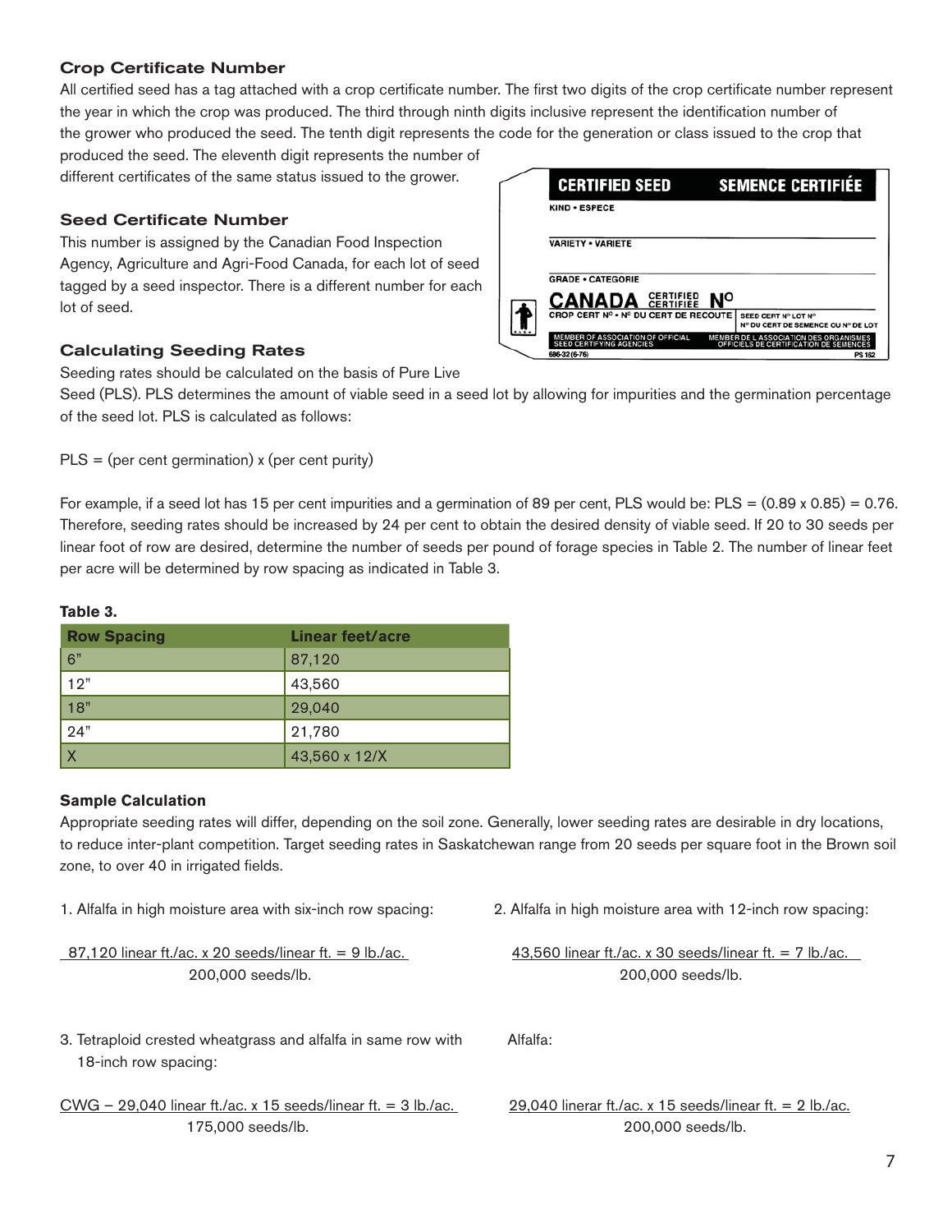### Crop Certificate Number

All certified seed has a tag attached with a crop certificate number. The first two digits of the crop certificate number represent the year in which the crop was produced. The third through ninth digits inclusive represent the identification number of the grower who produced the seed. The tenth digit represents the code for the generation or class issued to the crop that produced the seed. The eleventh digit represents the number of different certificates of the same status issued to the grower.

CERTIFIED SEED SEMENCE CERTIFIÉE
KIND • ESPECE
VARIETY • VARIETE
GRADE • CATEGORIE
CANADA CERTIFIED CERTIFIEE Nº
CROP CERT Nº • Nº DU CERT DE RECOUTE
SEED CERT Nº LOT Nº
Nº DU CERT DE SEMENCE OU Nº DE LOT
MEMBER OF ASSOCIATION OF OFFICIAL SEED CERTIFYING AGENCIES
MEMBER DE L'ASSOCIATION DES ORGANISMES OFFICIELS DE CERTIFICATION DE SEMENCES
686-32 (6-76) PS 162

### Seed Certificate Number

This number is assigned by the Canadian Food Inspection Agency, Agriculture and Agri-Food Canada, for each lot of seed tagged by a seed inspector. There is a different number for each lot of seed.

### Calculating Seeding Rates

Seeding rates should be calculated on the basis of Pure Live Seed (PLS). PLS determines the amount of viable seed in a seed lot by allowing for impurities and the germination percentage of the seed lot. PLS is calculated as follows:

PLS = (per cent germination) x (per cent purity)

For example, if a seed lot has 15 per cent impurities and a germination of 89 per cent, PLS would be: PLS = (0.89 x 0.85) = 0.76. Therefore, seeding rates should be increased by 24 per cent to obtain the desired density of viable seed. If 20 to 30 seeds per linear foot of row are desired, determine the number of seeds per pound of forage species in Table 2. The number of linear feet per acre will be determined by row spacing as indicated in Table 3.

**Table 3.**

| Row Spacing | Linear feet/acre |
|---|---|
| 6" | 87,120 |
| 12" | 43,560 |
| 18" | 29,040 |
| 24" | 21,780 |
| X | 43,560 x 12/X |

**Sample Calculation**

Appropriate seeding rates will differ, depending on the soil zone. Generally, lower seeding rates are desirable in dry locations, to reduce inter-plant competition. Target seeding rates in Saskatchewan range from 20 seeds per square foot in the Brown soil zone, to over 40 in irrigated fields.

1. Alfalfa in high moisture area with six-inch row spacing:

$$\frac{87{,}120 \text{ linear ft./ac.} \times 20 \text{ seeds/linear ft.}}{200{,}000 \text{ seeds/lb.}} = 9 \text{ lb./ac.}$$

2. Alfalfa in high moisture area with 12-inch row spacing:

$$\frac{43{,}560 \text{ linear ft./ac.} \times 30 \text{ seeds/linear ft.}}{200{,}000 \text{ seeds/lb.}} = 7 \text{ lb./ac.}$$

3. Tetraploid crested wheatgrass and alfalfa in same row with 18-inch row spacing:

CWG – $$\frac{29{,}040 \text{ linear ft./ac.} \times 15 \text{ seeds/linear ft.}}{175{,}000 \text{ seeds/lb.}} = 3 \text{ lb./ac.}$$

Alfalfa:

$$\frac{29{,}040 \text{ linerar ft./ac.} \times 15 \text{ seeds/linear ft.}}{200{,}000 \text{ seeds/lb.}} = 2 \text{ lb./ac.}$$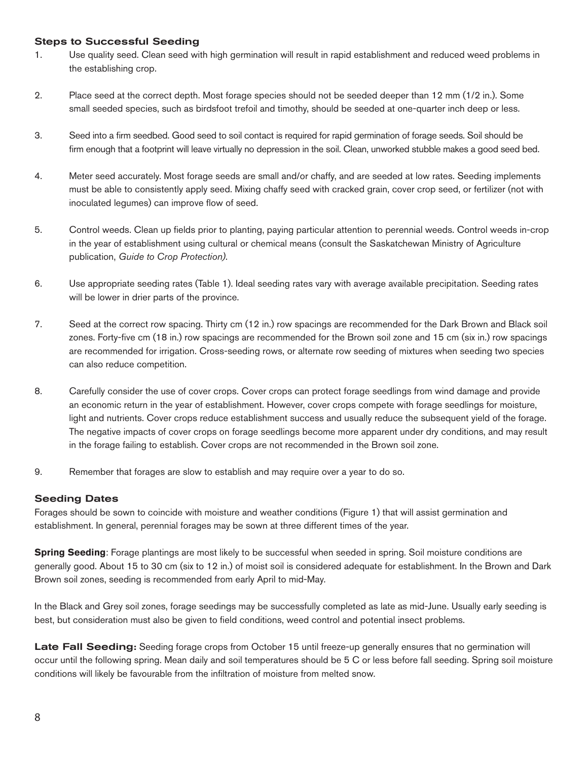### Steps to Successful Seeding

1. Use quality seed. Clean seed with high germination will result in rapid establishment and reduced weed problems in the establishing crop.

2. Place seed at the correct depth. Most forage species should not be seeded deeper than 12 mm (1/2 in.). Some small seeded species, such as birdsfoot trefoil and timothy, should be seeded at one-quarter inch deep or less.

3. Seed into a firm seedbed. Good seed to soil contact is required for rapid germination of forage seeds. Soil should be firm enough that a footprint will leave virtually no depression in the soil. Clean, unworked stubble makes a good seed bed.

4. Meter seed accurately. Most forage seeds are small and/or chaffy, and are seeded at low rates. Seeding implements must be able to consistently apply seed. Mixing chaffy seed with cracked grain, cover crop seed, or fertilizer (not with inoculated legumes) can improve flow of seed.

5. Control weeds. Clean up fields prior to planting, paying particular attention to perennial weeds. Control weeds in-crop in the year of establishment using cultural or chemical means (consult the Saskatchewan Ministry of Agriculture publication, *Guide to Crop Protection)*.

6. Use appropriate seeding rates (Table 1). Ideal seeding rates vary with average available precipitation. Seeding rates will be lower in drier parts of the province.

7. Seed at the correct row spacing. Thirty cm (12 in.) row spacings are recommended for the Dark Brown and Black soil zones. Forty-five cm (18 in.) row spacings are recommended for the Brown soil zone and 15 cm (six in.) row spacings are recommended for irrigation. Cross-seeding rows, or alternate row seeding of mixtures when seeding two species can also reduce competition.

8. Carefully consider the use of cover crops. Cover crops can protect forage seedlings from wind damage and provide an economic return in the year of establishment. However, cover crops compete with forage seedlings for moisture, light and nutrients. Cover crops reduce establishment success and usually reduce the subsequent yield of the forage. The negative impacts of cover crops on forage seedlings become more apparent under dry conditions, and may result in the forage failing to establish. Cover crops are not recommended in the Brown soil zone.

9. Remember that forages are slow to establish and may require over a year to do so.

### Seeding Dates

Forages should be sown to coincide with moisture and weather conditions (Figure 1) that will assist germination and establishment. In general, perennial forages may be sown at three different times of the year.

**Spring Seeding**: Forage plantings are most likely to be successful when seeded in spring. Soil moisture conditions are generally good. About 15 to 30 cm (six to 12 in.) of moist soil is considered adequate for establishment. In the Brown and Dark Brown soil zones, seeding is recommended from early April to mid-May.

In the Black and Grey soil zones, forage seedings may be successfully completed as late as mid-June. Usually early seeding is best, but consideration must also be given to field conditions, weed control and potential insect problems.

**Late Fall Seeding:** Seeding forage crops from October 15 until freeze-up generally ensures that no germination will occur until the following spring. Mean daily and soil temperatures should be 5 C or less before fall seeding. Spring soil moisture conditions will likely be favourable from the infiltration of moisture from melted snow.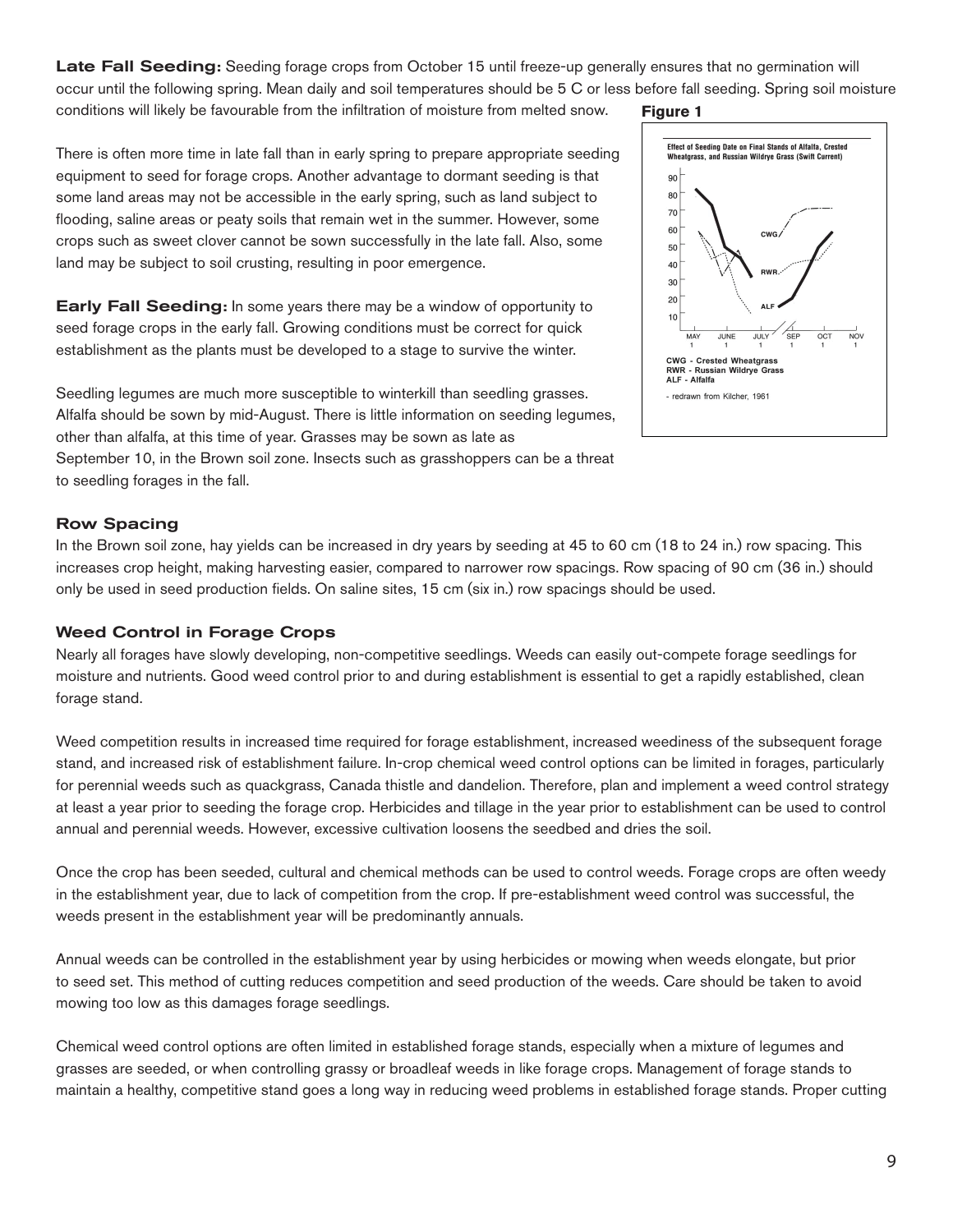**Late Fall Seeding:** Seeding forage crops from October 15 until freeze-up generally ensures that no germination will occur until the following spring. Mean daily and soil temperatures should be 5 C or less before fall seeding. Spring soil moisture conditions will likely be favourable from the infiltration of moisture from melted snow.

There is often more time in late fall than in early spring to prepare appropriate seeding equipment to seed for forage crops. Another advantage to dormant seeding is that some land areas may not be accessible in the early spring, such as land subject to flooding, saline areas or peaty soils that remain wet in the summer. However, some crops such as sweet clover cannot be sown successfully in the late fall. Also, some land may be subject to soil crusting, resulting in poor emergence.

**Early Fall Seeding:** In some years there may be a window of opportunity to seed forage crops in the early fall. Growing conditions must be correct for quick establishment as the plants must be developed to a stage to survive the winter.

Seedling legumes are much more susceptible to winterkill than seedling grasses. Alfalfa should be sown by mid-August. There is little information on seeding legumes, other than alfalfa, at this time of year. Grasses may be sown as late as September 10, in the Brown soil zone. Insects such as grasshoppers can be a threat to seedling forages in the fall.

**Figure 1**

Effect of Seeding Date on Final Stands of Alfalfa, Crested Wheatgrass, and Russian Wildrye Grass (Swift Current)

CWG - Crested Wheatgrass
RWR - Russian Wildrye Grass
ALF - Alfalfa

- redrawn from Kilcher, 1961

### Row Spacing

In the Brown soil zone, hay yields can be increased in dry years by seeding at 45 to 60 cm (18 to 24 in.) row spacing. This increases crop height, making harvesting easier, compared to narrower row spacings. Row spacing of 90 cm (36 in.) should only be used in seed production fields. On saline sites, 15 cm (six in.) row spacings should be used.

### Weed Control in Forage Crops

Nearly all forages have slowly developing, non-competitive seedlings. Weeds can easily out-compete forage seedlings for moisture and nutrients. Good weed control prior to and during establishment is essential to get a rapidly established, clean forage stand.

Weed competition results in increased time required for forage establishment, increased weediness of the subsequent forage stand, and increased risk of establishment failure. In-crop chemical weed control options can be limited in forages, particularly for perennial weeds such as quackgrass, Canada thistle and dandelion. Therefore, plan and implement a weed control strategy at least a year prior to seeding the forage crop. Herbicides and tillage in the year prior to establishment can be used to control annual and perennial weeds. However, excessive cultivation loosens the seedbed and dries the soil.

Once the crop has been seeded, cultural and chemical methods can be used to control weeds. Forage crops are often weedy in the establishment year, due to lack of competition from the crop. If pre-establishment weed control was successful, the weeds present in the establishment year will be predominantly annuals.

Annual weeds can be controlled in the establishment year by using herbicides or mowing when weeds elongate, but prior to seed set. This method of cutting reduces competition and seed production of the weeds. Care should be taken to avoid mowing too low as this damages forage seedlings.

Chemical weed control options are often limited in established forage stands, especially when a mixture of legumes and grasses are seeded, or when controlling grassy or broadleaf weeds in like forage crops. Management of forage stands to maintain a healthy, competitive stand goes a long way in reducing weed problems in established forage stands. Proper cutting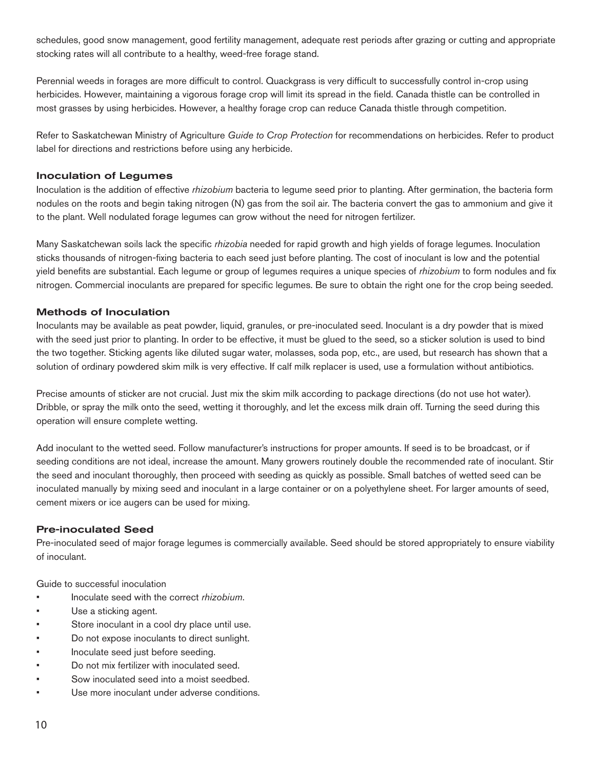schedules, good snow management, good fertility management, adequate rest periods after grazing or cutting and appropriate stocking rates will all contribute to a healthy, weed-free forage stand.

Perennial weeds in forages are more difficult to control. Quackgrass is very difficult to successfully control in-crop using herbicides. However, maintaining a vigorous forage crop will limit its spread in the field. Canada thistle can be controlled in most grasses by using herbicides. However, a healthy forage crop can reduce Canada thistle through competition.

Refer to Saskatchewan Ministry of Agriculture *Guide to Crop Protection* for recommendations on herbicides. Refer to product label for directions and restrictions before using any herbicide.

### Inoculation of Legumes

Inoculation is the addition of effective *rhizobium* bacteria to legume seed prior to planting. After germination, the bacteria form nodules on the roots and begin taking nitrogen (N) gas from the soil air. The bacteria convert the gas to ammonium and give it to the plant. Well nodulated forage legumes can grow without the need for nitrogen fertilizer.

Many Saskatchewan soils lack the specific *rhizobia* needed for rapid growth and high yields of forage legumes. Inoculation sticks thousands of nitrogen-fixing bacteria to each seed just before planting. The cost of inoculant is low and the potential yield benefits are substantial. Each legume or group of legumes requires a unique species of *rhizobium* to form nodules and fix nitrogen. Commercial inoculants are prepared for specific legumes. Be sure to obtain the right one for the crop being seeded.

### Methods of Inoculation

Inoculants may be available as peat powder, liquid, granules, or pre-inoculated seed. Inoculant is a dry powder that is mixed with the seed just prior to planting. In order to be effective, it must be glued to the seed, so a sticker solution is used to bind the two together. Sticking agents like diluted sugar water, molasses, soda pop, etc., are used, but research has shown that a solution of ordinary powdered skim milk is very effective. If calf milk replacer is used, use a formulation without antibiotics.

Precise amounts of sticker are not crucial. Just mix the skim milk according to package directions (do not use hot water). Dribble, or spray the milk onto the seed, wetting it thoroughly, and let the excess milk drain off. Turning the seed during this operation will ensure complete wetting.

Add inoculant to the wetted seed. Follow manufacturer's instructions for proper amounts. If seed is to be broadcast, or if seeding conditions are not ideal, increase the amount. Many growers routinely double the recommended rate of inoculant. Stir the seed and inoculant thoroughly, then proceed with seeding as quickly as possible. Small batches of wetted seed can be inoculated manually by mixing seed and inoculant in a large container or on a polyethylene sheet. For larger amounts of seed, cement mixers or ice augers can be used for mixing.

### Pre-inoculated Seed

Pre-inoculated seed of major forage legumes is commercially available. Seed should be stored appropriately to ensure viability of inoculant.

Guide to successful inoculation

- Inoculate seed with the correct *rhizobium*.
- Use a sticking agent.
- Store inoculant in a cool dry place until use.
- Do not expose inoculants to direct sunlight.
- Inoculate seed just before seeding.
- Do not mix fertilizer with inoculated seed.
- Sow inoculated seed into a moist seedbed.
- Use more inoculant under adverse conditions.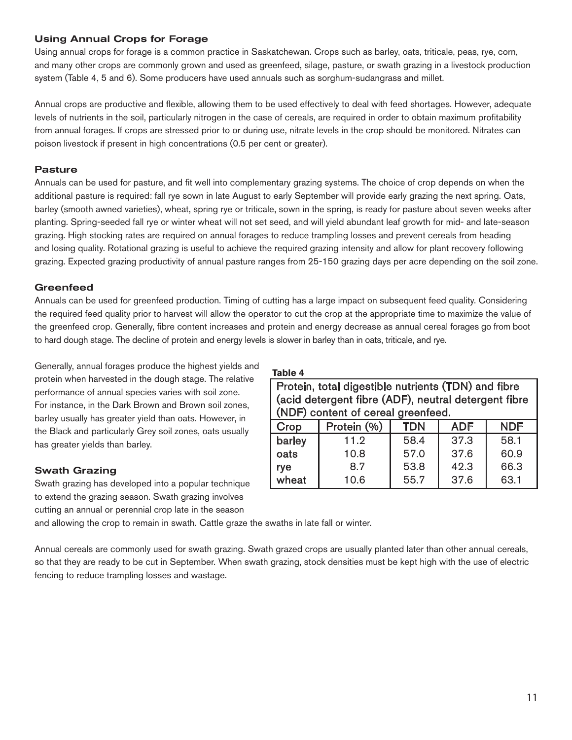### Using Annual Crops for Forage

Using annual crops for forage is a common practice in Saskatchewan. Crops such as barley, oats, triticale, peas, rye, corn, and many other crops are commonly grown and used as greenfeed, silage, pasture, or swath grazing in a livestock production system (Table 4, 5 and 6). Some producers have used annuals such as sorghum-sudangrass and millet.

Annual crops are productive and flexible, allowing them to be used effectively to deal with feed shortages. However, adequate levels of nutrients in the soil, particularly nitrogen in the case of cereals, are required in order to obtain maximum profitability from annual forages. If crops are stressed prior to or during use, nitrate levels in the crop should be monitored. Nitrates can poison livestock if present in high concentrations (0.5 per cent or greater).

### Pasture

Annuals can be used for pasture, and fit well into complementary grazing systems. The choice of crop depends on when the additional pasture is required: fall rye sown in late August to early September will provide early grazing the next spring. Oats, barley (smooth awned varieties), wheat, spring rye or triticale, sown in the spring, is ready for pasture about seven weeks after planting. Spring-seeded fall rye or winter wheat will not set seed, and will yield abundant leaf growth for mid- and late-season grazing. High stocking rates are required on annual forages to reduce trampling losses and prevent cereals from heading and losing quality. Rotational grazing is useful to achieve the required grazing intensity and allow for plant recovery following grazing. Expected grazing productivity of annual pasture ranges from 25-150 grazing days per acre depending on the soil zone.

### Greenfeed

Annuals can be used for greenfeed production. Timing of cutting has a large impact on subsequent feed quality. Considering the required feed quality prior to harvest will allow the operator to cut the crop at the appropriate time to maximize the value of the greenfeed crop. Generally, fibre content increases and protein and energy decrease as annual cereal forages go from boot to hard dough stage. The decline of protein and energy levels is slower in barley than in oats, triticale, and rye.

Generally, annual forages produce the highest yields and protein when harvested in the dough stage. The relative performance of annual species varies with soil zone. For instance, in the Dark Brown and Brown soil zones, barley usually has greater yield than oats. However, in the Black and particularly Grey soil zones, oats usually has greater yields than barley.

**Table 4**

Protein, total digestible nutrients (TDN) and fibre (acid detergent fibre (ADF), neutral detergent fibre (NDF) content of cereal greenfeed.

| Crop | Protein (%) | TDN | ADF | NDF |
|---|---|---|---|---|
| barley | 11.2 | 58.4 | 37.3 | 58.1 |
| oats | 10.8 | 57.0 | 37.6 | 60.9 |
| rye | 8.7 | 53.8 | 42.3 | 66.3 |
| wheat | 10.6 | 55.7 | 37.6 | 63.1 |

### Swath Grazing

Swath grazing has developed into a popular technique to extend the grazing season. Swath grazing involves cutting an annual or perennial crop late in the season and allowing the crop to remain in swath. Cattle graze the swaths in late fall or winter.

Annual cereals are commonly used for swath grazing. Swath grazed crops are usually planted later than other annual cereals, so that they are ready to be cut in September. When swath grazing, stock densities must be kept high with the use of electric fencing to reduce trampling losses and wastage.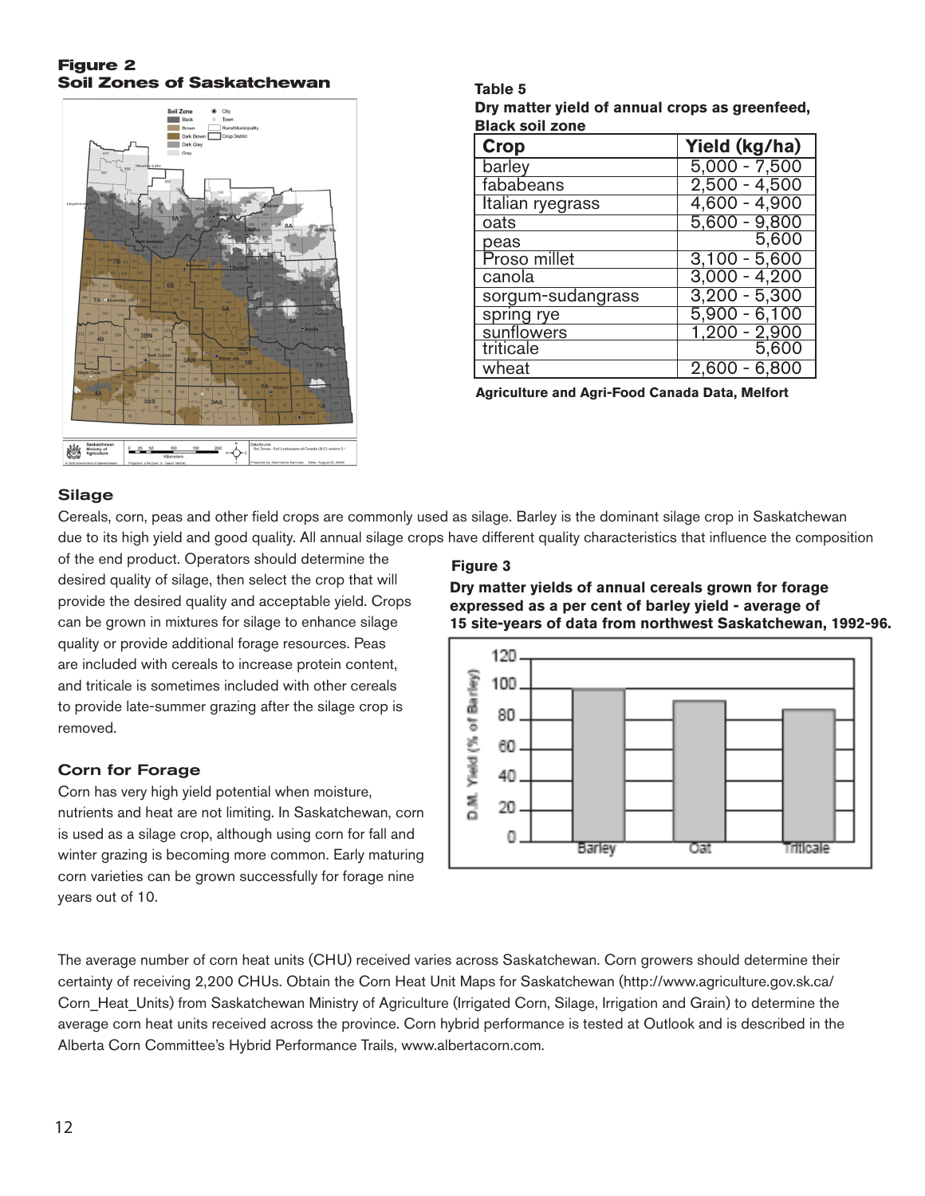**Figure 2**
**Soil Zones of Saskatchewan**

**Table 5**
**Dry matter yield of annual crops as greenfeed, Black soil zone**

| Crop | Yield (kg/ha) |
|---|---|
| barley | 5,000 - 7,500 |
| fababeans | 2,500 - 4,500 |
| Italian ryegrass | 4,600 - 4,900 |
| oats | 5,600 - 9,800 |
| peas | 5,600 |
| Proso millet | 3,100 - 5,600 |
| canola | 3,000 - 4,200 |
| sorgum-sudangrass | 3,200 - 5,300 |
| spring rye | 5,900 - 6,100 |
| sunflowers | 1,200 - 2,900 |
| triticale | 5,600 |
| wheat | 2,600 - 6,800 |

**Agriculture and Agri-Food Canada Data, Melfort**

## Silage

Cereals, corn, peas and other field crops are commonly used as silage. Barley is the dominant silage crop in Saskatchewan due to its high yield and good quality. All annual silage crops have different quality characteristics that influence the composition of the end product. Operators should determine the desired quality of silage, then select the crop that will provide the desired quality and acceptable yield. Crops can be grown in mixtures for silage to enhance silage quality or provide additional forage resources. Peas are included with cereals to increase protein content, and triticale is sometimes included with other cereals to provide late-summer grazing after the silage crop is removed.

**Figure 3**
**Dry matter yields of annual cereals grown for forage expressed as a per cent of barley yield - average of 15 site-years of data from northwest Saskatchewan, 1992-96.**

## Corn for Forage

Corn has very high yield potential when moisture, nutrients and heat are not limiting. In Saskatchewan, corn is used as a silage crop, although using corn for fall and winter grazing is becoming more common. Early maturing corn varieties can be grown successfully for forage nine years out of 10.

The average number of corn heat units (CHU) received varies across Saskatchewan. Corn growers should determine their certainty of receiving 2,200 CHUs. Obtain the Corn Heat Unit Maps for Saskatchewan (http://www.agriculture.gov.sk.ca/Corn_Heat_Units) from Saskatchewan Ministry of Agriculture (Irrigated Corn, Silage, Irrigation and Grain) to determine the average corn heat units received across the province. Corn hybrid performance is tested at Outlook and is described in the Alberta Corn Committee's Hybrid Performance Trails, www.albertacorn.com.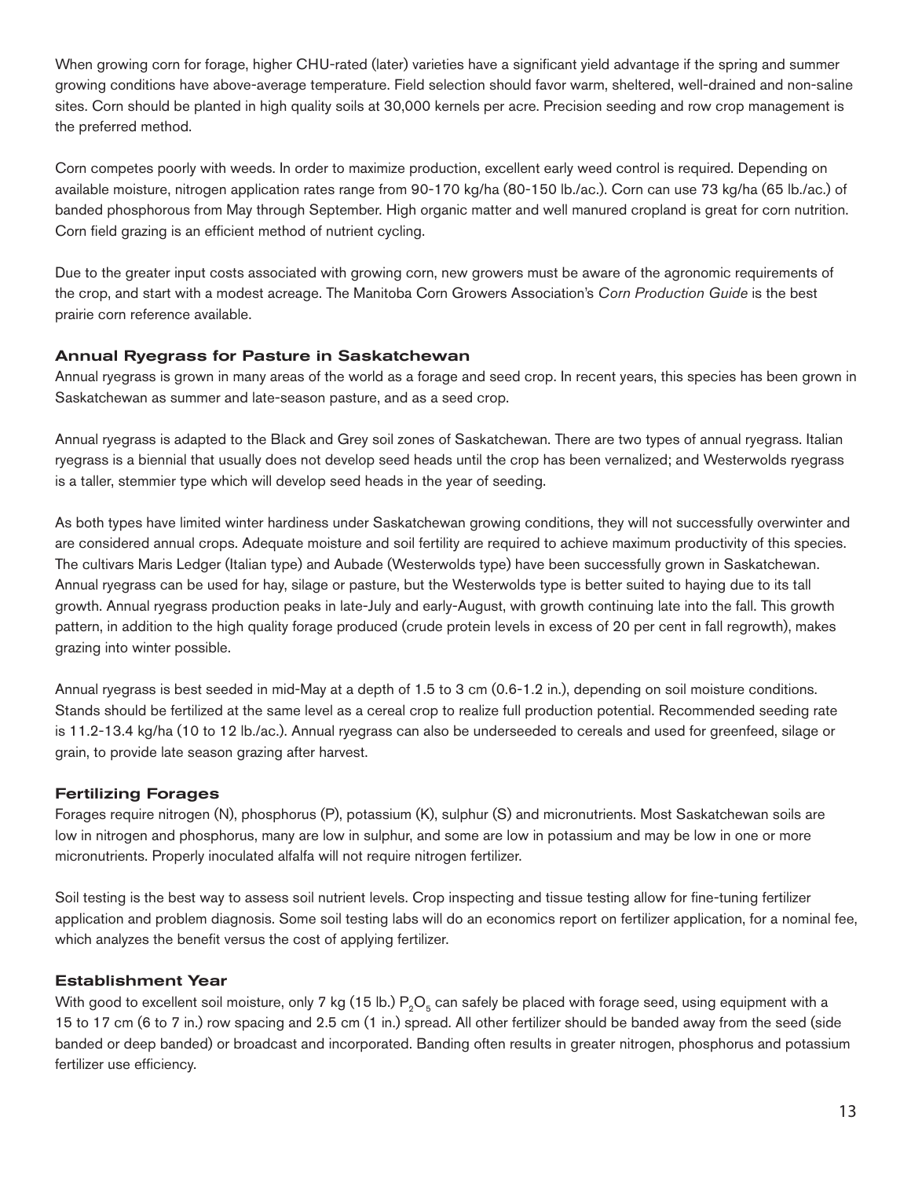When growing corn for forage, higher CHU-rated (later) varieties have a significant yield advantage if the spring and summer growing conditions have above-average temperature. Field selection should favor warm, sheltered, well-drained and non-saline sites. Corn should be planted in high quality soils at 30,000 kernels per acre. Precision seeding and row crop management is the preferred method.

Corn competes poorly with weeds. In order to maximize production, excellent early weed control is required. Depending on available moisture, nitrogen application rates range from 90-170 kg/ha (80-150 lb./ac.). Corn can use 73 kg/ha (65 lb./ac.) of banded phosphorous from May through September. High organic matter and well manured cropland is great for corn nutrition. Corn field grazing is an efficient method of nutrient cycling.

Due to the greater input costs associated with growing corn, new growers must be aware of the agronomic requirements of the crop, and start with a modest acreage. The Manitoba Corn Growers Association's *Corn Production Guide* is the best prairie corn reference available.

### Annual Ryegrass for Pasture in Saskatchewan

Annual ryegrass is grown in many areas of the world as a forage and seed crop. In recent years, this species has been grown in Saskatchewan as summer and late-season pasture, and as a seed crop.

Annual ryegrass is adapted to the Black and Grey soil zones of Saskatchewan. There are two types of annual ryegrass. Italian ryegrass is a biennial that usually does not develop seed heads until the crop has been vernalized; and Westerwolds ryegrass is a taller, stemmier type which will develop seed heads in the year of seeding.

As both types have limited winter hardiness under Saskatchewan growing conditions, they will not successfully overwinter and are considered annual crops. Adequate moisture and soil fertility are required to achieve maximum productivity of this species. The cultivars Maris Ledger (Italian type) and Aubade (Westerwolds type) have been successfully grown in Saskatchewan. Annual ryegrass can be used for hay, silage or pasture, but the Westerwolds type is better suited to haying due to its tall growth. Annual ryegrass production peaks in late-July and early-August, with growth continuing late into the fall. This growth pattern, in addition to the high quality forage produced (crude protein levels in excess of 20 per cent in fall regrowth), makes grazing into winter possible.

Annual ryegrass is best seeded in mid-May at a depth of 1.5 to 3 cm (0.6-1.2 in.), depending on soil moisture conditions. Stands should be fertilized at the same level as a cereal crop to realize full production potential. Recommended seeding rate is 11.2-13.4 kg/ha (10 to 12 lb./ac.). Annual ryegrass can also be underseeded to cereals and used for greenfeed, silage or grain, to provide late season grazing after harvest.

### Fertilizing Forages

Forages require nitrogen (N), phosphorus (P), potassium (K), sulphur (S) and micronutrients. Most Saskatchewan soils are low in nitrogen and phosphorus, many are low in sulphur, and some are low in potassium and may be low in one or more micronutrients. Properly inoculated alfalfa will not require nitrogen fertilizer.

Soil testing is the best way to assess soil nutrient levels. Crop inspecting and tissue testing allow for fine-tuning fertilizer application and problem diagnosis. Some soil testing labs will do an economics report on fertilizer application, for a nominal fee, which analyzes the benefit versus the cost of applying fertilizer.

### Establishment Year

With good to excellent soil moisture, only 7 kg (15 lb.) $P_2O_5$ can safely be placed with forage seed, using equipment with a 15 to 17 cm (6 to 7 in.) row spacing and 2.5 cm (1 in.) spread. All other fertilizer should be banded away from the seed (side banded or deep banded) or broadcast and incorporated. Banding often results in greater nitrogen, phosphorus and potassium fertilizer use efficiency.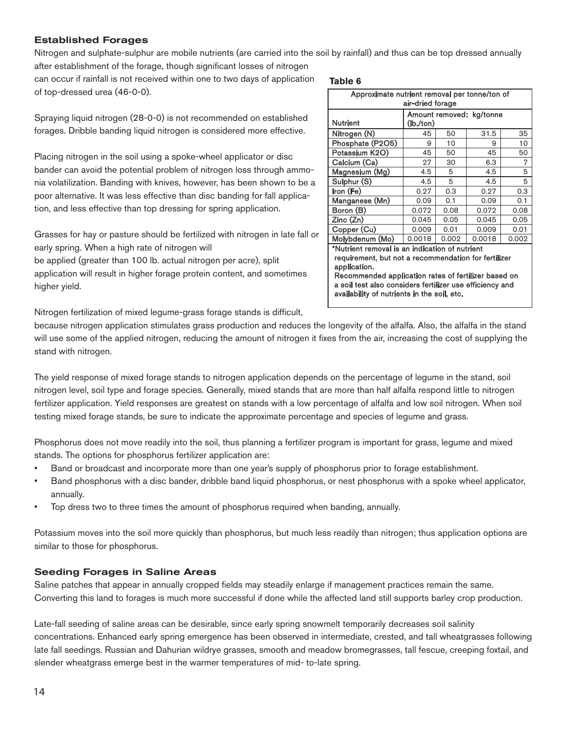### Established Forages

Nitrogen and sulphate-sulphur are mobile nutrients (are carried into the soil by rainfall) and thus can be top dressed annually after establishment of the forage, though significant losses of nitrogen can occur if rainfall is not received within one to two days of application of top-dressed urea (46-0-0).

**Table 6**

| Approximate nutrient removal per tonne/ton of air-dried forage | | | | |
|---|---|---|---|---|
| Nutrient | Amount removed: kg/tonne (lb./ton) | | | |
| Nitrogen (N) | 45 | 50 | 31.5 | 35 |
| Phosphate (P2O5) | 9 | 10 | 9 | 10 |
| Potassium K2O) | 45 | 50 | 45 | 50 |
| Calcium (Ca) | 27 | 30 | 6.3 | 7 |
| Magnesium (Mg) | 4.5 | 5 | 4.5 | 5 |
| Sulphur (S) | 4.5 | 5 | 4.5 | 5 |
| Iron (Fe) | 0.27 | 0.3 | 0.27 | 0.3 |
| Manganese (Mn) | 0.09 | 0.1 | 0.09 | 0.1 |
| Boron (B) | 0.072 | 0.08 | 0.072 | 0.08 |
| Zinc (Zn) | 0.045 | 0.05 | 0.045 | 0.05 |
| Copper (Cu) | 0.009 | 0.01 | 0.009 | 0.01 |
| Molybdenum (Mo) | 0.0018 | 0.002 | 0.0018 | 0.002 |

*Nutrient removal is an indication of nutrient requirement, but not a recommendation for fertilizer application.
Recommended application rates of fertilizer based on a soil test also considers fertilizer use efficiency and availability of nutrients in the soil, etc.

Spraying liquid nitrogen (28-0-0) is not recommended on established forages. Dribble banding liquid nitrogen is considered more effective.

Placing nitrogen in the soil using a spoke-wheel applicator or disc bander can avoid the potential problem of nitrogen loss through ammonia volatilization. Banding with knives, however, has been shown to be a poor alternative. It was less effective than disc banding for fall application, and less effective than top dressing for spring application.

Grasses for hay or pasture should be fertilized with nitrogen in late fall or early spring. When a high rate of nitrogen will be applied (greater than 100 lb. actual nitrogen per acre), split application will result in higher forage protein content, and sometimes higher yield.

Nitrogen fertilization of mixed legume-grass forage stands is difficult, because nitrogen application stimulates grass production and reduces the longevity of the alfalfa. Also, the alfalfa in the stand will use some of the applied nitrogen, reducing the amount of nitrogen it fixes from the air, increasing the cost of supplying the stand with nitrogen.

The yield response of mixed forage stands to nitrogen application depends on the percentage of legume in the stand, soil nitrogen level, soil type and forage species. Generally, mixed stands that are more than half alfalfa respond little to nitrogen fertilizer application. Yield responses are greatest on stands with a low percentage of alfalfa and low soil nitrogen. When soil testing mixed forage stands, be sure to indicate the approximate percentage and species of legume and grass.

Phosphorus does not move readily into the soil, thus planning a fertilizer program is important for grass, legume and mixed stands. The options for phosphorus fertilizer application are:

- Band or broadcast and incorporate more than one year's supply of phosphorus prior to forage establishment.
- Band phosphorus with a disc bander, dribble band liquid phosphorus, or nest phosphorus with a spoke wheel applicator, annually.
- Top dress two to three times the amount of phosphorus required when banding, annually.

Potassium moves into the soil more quickly than phosphorus, but much less readily than nitrogen; thus application options are similar to those for phosphorus.

### Seeding Forages in Saline Areas

Saline patches that appear in annually cropped fields may steadily enlarge if management practices remain the same. Converting this land to forages is much more successful if done while the affected land still supports barley crop production.

Late-fall seeding of saline areas can be desirable, since early spring snowmelt temporarily decreases soil salinity concentrations. Enhanced early spring emergence has been observed in intermediate, crested, and tall wheatgrasses following late fall seedings. Russian and Dahurian wildrye grasses, smooth and meadow bromegrasses, tall fescue, creeping foxtail, and slender wheatgrass emerge best in the warmer temperatures of mid- to-late spring.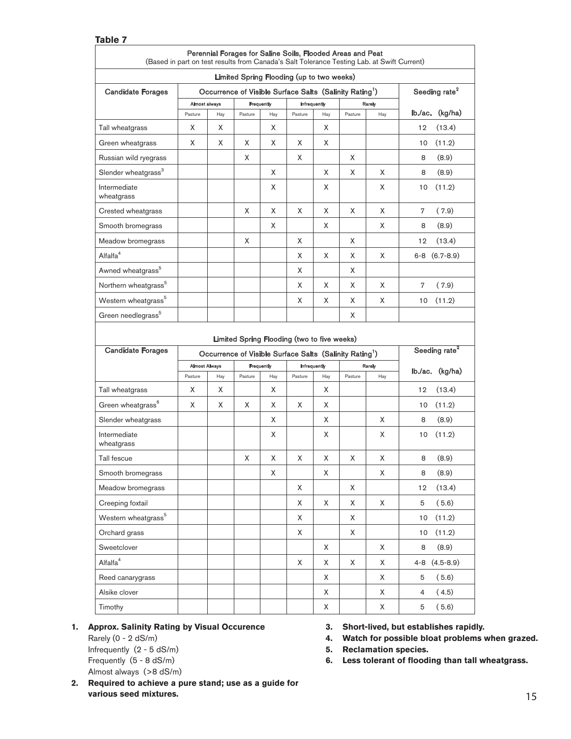**Table 7**

| Perennial Forages for Saline Soils, Flooded Areas and Peat (Based in part on test results from Canada's Salt Tolerance Testing Lab. at Swift Current) | | | | | | | | | |
|---|---|---|---|---|---|---|---|---|---|
| **Limited Spring Flooding (up to two weeks)** | | | | | | | | | |
| Candidate Forages | Occurrence of Visible Surface Salts (Salinity Rating[1]) | | | | | | | | Seeding rate[2] |
| | Almost always | | Frequently | | Infrequently | | Rarely | | lb./ac. (kg/ha) |
| | Pasture | Hay | Pasture | Hay | Pasture | Hay | Pasture | Hay | |
| Tall wheatgrass | X | X | | X | | X | | | 12 (13.4) |
| Green wheatgrass | X | X | X | X | X | X | | | 10 (11.2) |
| Russian wild ryegrass | | | X | | X | | X | | 8 (8.9) |
| Slender wheatgrass[3] | | | | X | | X | X | X | 8 (8.9) |
| Intermediate wheatgrass | | | | X | | X | | X | 10 (11.2) |
| Crested wheatgrass | | | X | X | X | X | X | X | 7 (7.9) |
| Smooth bromegrass | | | | X | | X | | X | 8 (8.9) |
| Meadow bromegrass | | | X | | X | | X | | 12 (13.4) |
| Alfalfa[4] | | | | | X | X | X | X | 6-8 (6.7-8.9) |
| Awned wheatgrass[5] | | | | | X | | X | | |
| Northern wheatgrass[5] | | | | | X | X | X | X | 7 (7.9) |
| Western wheatgrass[5] | | | | | X | X | X | X | 10 (11.2) |
| Green needlegrass[5] | | | | | | | X | | |
| **Limited Spring Flooding (two to five weeks)** | | | | | | | | | |
| Candidate Forages | Occurrence of Visible Surface Salts (Salinity Rating[1]) | | | | | | | | Seeding rate[2] |
| | Almost Always | | Frequently | | Infrequently | | Rarely | | lb./ac. (kg/ha) |
| | Pasture | Hay | Pasture | Hay | Pasture | Hay | Pasture | Hay | |
| Tall wheatgrass | X | X | | X | | X | | | 12 (13.4) |
| Green wheatgrass[6] | X | X | X | X | X | X | | | 10 (11.2) |
| Slender wheatgrass | | | | X | | X | | X | 8 (8.9) |
| Intermediate wheatgrass | | | | X | | X | | X | 10 (11.2) |
| Tall fescue | | | X | X | X | X | X | X | 8 (8.9) |
| Smooth bromegrass | | | | X | | X | | X | 8 (8.9) |
| Meadow bromegrass | | | | | X | | X | | 12 (13.4) |
| Creeping foxtail | | | | | X | X | X | X | 5 (5.6) |
| Western wheatgrass[5] | | | | | X | | X | | 10 (11.2) |
| Orchard grass | | | | | X | | X | | 10 (11.2) |
| Sweetclover | | | | | | X | | X | 8 (8.9) |
| Alfalfa[4] | | | | | X | X | X | X | 4-8 (4.5-8.9) |
| Reed canarygrass | | | | | | X | | X | 5 (5.6) |
| Alsike clover | | | | | | X | | X | 4 (4.5) |
| Timothy | | | | | | X | | X | 5 (5.6) |

1. **Approx. Salinity Rating by Visual Occurence**
   Rarely (0 - 2 dS/m)
   Infrequently (2 - 5 dS/m)
   Frequently (5 - 8 dS/m)
   Almost always (>8 dS/m)
2. **Required to achieve a pure stand; use as a guide for various seed mixtures.**
3. **Short-lived, but establishes rapidly.**
4. **Watch for possible bloat problems when grazed.**
5. **Reclamation species.**
6. **Less tolerant of flooding than tall wheatgrass.**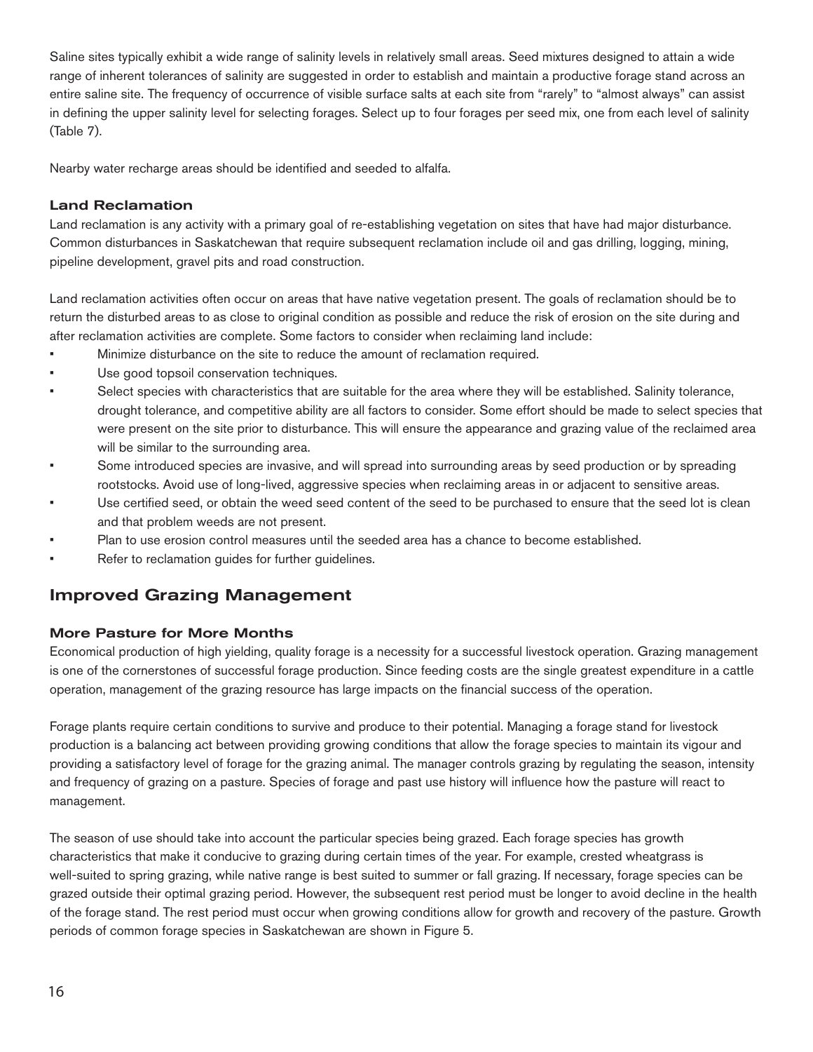Saline sites typically exhibit a wide range of salinity levels in relatively small areas. Seed mixtures designed to attain a wide range of inherent tolerances of salinity are suggested in order to establish and maintain a productive forage stand across an entire saline site. The frequency of occurrence of visible surface salts at each site from "rarely" to "almost always" can assist in defining the upper salinity level for selecting forages. Select up to four forages per seed mix, one from each level of salinity (Table 7).

Nearby water recharge areas should be identified and seeded to alfalfa.

### Land Reclamation

Land reclamation is any activity with a primary goal of re-establishing vegetation on sites that have had major disturbance. Common disturbances in Saskatchewan that require subsequent reclamation include oil and gas drilling, logging, mining, pipeline development, gravel pits and road construction.

Land reclamation activities often occur on areas that have native vegetation present. The goals of reclamation should be to return the disturbed areas to as close to original condition as possible and reduce the risk of erosion on the site during and after reclamation activities are complete. Some factors to consider when reclaiming land include:

- Minimize disturbance on the site to reduce the amount of reclamation required.
- Use good topsoil conservation techniques.
- Select species with characteristics that are suitable for the area where they will be established. Salinity tolerance, drought tolerance, and competitive ability are all factors to consider. Some effort should be made to select species that were present on the site prior to disturbance. This will ensure the appearance and grazing value of the reclaimed area will be similar to the surrounding area.
- Some introduced species are invasive, and will spread into surrounding areas by seed production or by spreading rootstocks. Avoid use of long-lived, aggressive species when reclaiming areas in or adjacent to sensitive areas.
- Use certified seed, or obtain the weed seed content of the seed to be purchased to ensure that the seed lot is clean and that problem weeds are not present.
- Plan to use erosion control measures until the seeded area has a chance to become established.
- Refer to reclamation guides for further guidelines.

## Improved Grazing Management

### More Pasture for More Months

Economical production of high yielding, quality forage is a necessity for a successful livestock operation. Grazing management is one of the cornerstones of successful forage production. Since feeding costs are the single greatest expenditure in a cattle operation, management of the grazing resource has large impacts on the financial success of the operation.

Forage plants require certain conditions to survive and produce to their potential. Managing a forage stand for livestock production is a balancing act between providing growing conditions that allow the forage species to maintain its vigour and providing a satisfactory level of forage for the grazing animal. The manager controls grazing by regulating the season, intensity and frequency of grazing on a pasture. Species of forage and past use history will influence how the pasture will react to management.

The season of use should take into account the particular species being grazed. Each forage species has growth characteristics that make it conducive to grazing during certain times of the year. For example, crested wheatgrass is well-suited to spring grazing, while native range is best suited to summer or fall grazing. If necessary, forage species can be grazed outside their optimal grazing period. However, the subsequent rest period must be longer to avoid decline in the health of the forage stand. The rest period must occur when growing conditions allow for growth and recovery of the pasture. Growth periods of common forage species in Saskatchewan are shown in Figure 5.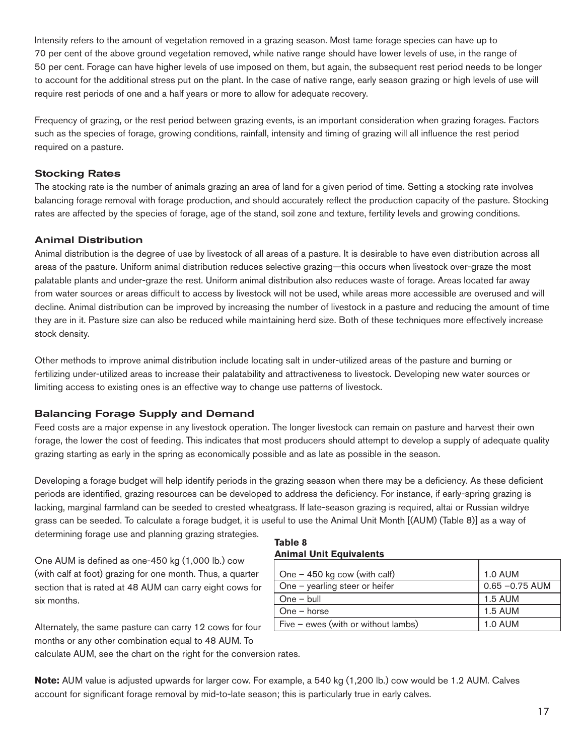Intensity refers to the amount of vegetation removed in a grazing season. Most tame forage species can have up to 70 per cent of the above ground vegetation removed, while native range should have lower levels of use, in the range of 50 per cent. Forage can have higher levels of use imposed on them, but again, the subsequent rest period needs to be longer to account for the additional stress put on the plant. In the case of native range, early season grazing or high levels of use will require rest periods of one and a half years or more to allow for adequate recovery.

Frequency of grazing, or the rest period between grazing events, is an important consideration when grazing forages. Factors such as the species of forage, growing conditions, rainfall, intensity and timing of grazing will all influence the rest period required on a pasture.

### Stocking Rates

The stocking rate is the number of animals grazing an area of land for a given period of time. Setting a stocking rate involves balancing forage removal with forage production, and should accurately reflect the production capacity of the pasture. Stocking rates are affected by the species of forage, age of the stand, soil zone and texture, fertility levels and growing conditions.

### Animal Distribution

Animal distribution is the degree of use by livestock of all areas of a pasture. It is desirable to have even distribution across all areas of the pasture. Uniform animal distribution reduces selective grazing—this occurs when livestock over-graze the most palatable plants and under-graze the rest. Uniform animal distribution also reduces waste of forage. Areas located far away from water sources or areas difficult to access by livestock will not be used, while areas more accessible are overused and will decline. Animal distribution can be improved by increasing the number of livestock in a pasture and reducing the amount of time they are in it. Pasture size can also be reduced while maintaining herd size. Both of these techniques more effectively increase stock density.

Other methods to improve animal distribution include locating salt in under-utilized areas of the pasture and burning or fertilizing under-utilized areas to increase their palatability and attractiveness to livestock. Developing new water sources or limiting access to existing ones is an effective way to change use patterns of livestock.

### Balancing Forage Supply and Demand

Feed costs are a major expense in any livestock operation. The longer livestock can remain on pasture and harvest their own forage, the lower the cost of feeding. This indicates that most producers should attempt to develop a supply of adequate quality grazing starting as early in the spring as economically possible and as late as possible in the season.

Developing a forage budget will help identify periods in the grazing season when there may be a deficiency. As these deficient periods are identified, grazing resources can be developed to address the deficiency. For instance, if early-spring grazing is lacking, marginal farmland can be seeded to crested wheatgrass. If late-season grazing is required, altai or Russian wildrye grass can be seeded. To calculate a forage budget, it is useful to use the Animal Unit Month [(AUM) (Table 8)] as a way of determining forage use and planning grazing strategies.

One AUM is defined as one-450 kg (1,000 lb.) cow (with calf at foot) grazing for one month. Thus, a quarter section that is rated at 48 AUM can carry eight cows for six months.

Alternately, the same pasture can carry 12 cows for four months or any other combination equal to 48 AUM. To calculate AUM, see the chart on the right for the conversion rates.

**Table 8**
**Animal Unit Equivalents**

| | |
|---|---|
| One – 450 kg cow (with calf) | 1.0 AUM |
| One – yearling steer or heifer | 0.65 –0.75 AUM |
| One – bull | 1.5 AUM |
| One – horse | 1.5 AUM |
| Five – ewes (with or without lambs) | 1.0 AUM |

**Note:** AUM value is adjusted upwards for larger cow. For example, a 540 kg (1,200 lb.) cow would be 1.2 AUM. Calves account for significant forage removal by mid-to-late season; this is particularly true in early calves.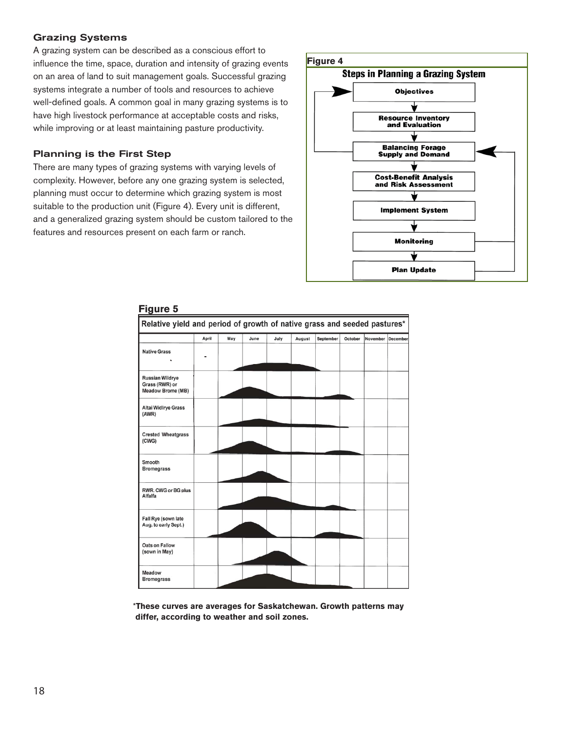## Grazing Systems

A grazing system can be described as a conscious effort to influence the time, space, duration and intensity of grazing events on an area of land to suit management goals. Successful grazing systems integrate a number of tools and resources to achieve well-defined goals. A common goal in many grazing systems is to have high livestock performance at acceptable costs and risks, while improving or at least maintaining pasture productivity.

## Planning is the First Step

There are many types of grazing systems with varying levels of complexity. However, before any one grazing system is selected, planning must occur to determine which grazing system is most suitable to the production unit (Figure 4). Every unit is different, and a generalized grazing system should be custom tailored to the features and resources present on each farm or ranch.

**Figure 4**

**Steps in Planning a Grazing System**

- Objectives
- Resource Inventory and Evaluation
- Balancing Forage Supply and Demand
- Cost-Benefit Analysis and Risk Assessment
- Implement System
- Monitoring
- Plan Update

**Figure 5**

Relative yield and period of growth of native grass and seeded pastures*

| | April | May | June | July | August | September | October | November | December |
|---|---|---|---|---|---|---|---|---|---|
| Native Grass | | | | | | | | | |
| Russian Wildrye Grass (RWR) or Meadow Brome (MB) | | | | | | | | | |
| Altai Widlrye Grass (AWR) | | | | | | | | | |
| Crested Wheatgrass (CWG) | | | | | | | | | |
| Smooth Bromegrass | | | | | | | | | |
| RWR. CWG or BG plus Alfalfa | | | | | | | | | |
| Fall Rye (sown late Aug. to early Sept.) | | | | | | | | | |
| Oats on Fallow (sown in May) | | | | | | | | | |
| Meadow Bromegrass | | | | | | | | | |

**\*These curves are averages for Saskatchewan. Growth patterns may differ, according to weather and soil zones.**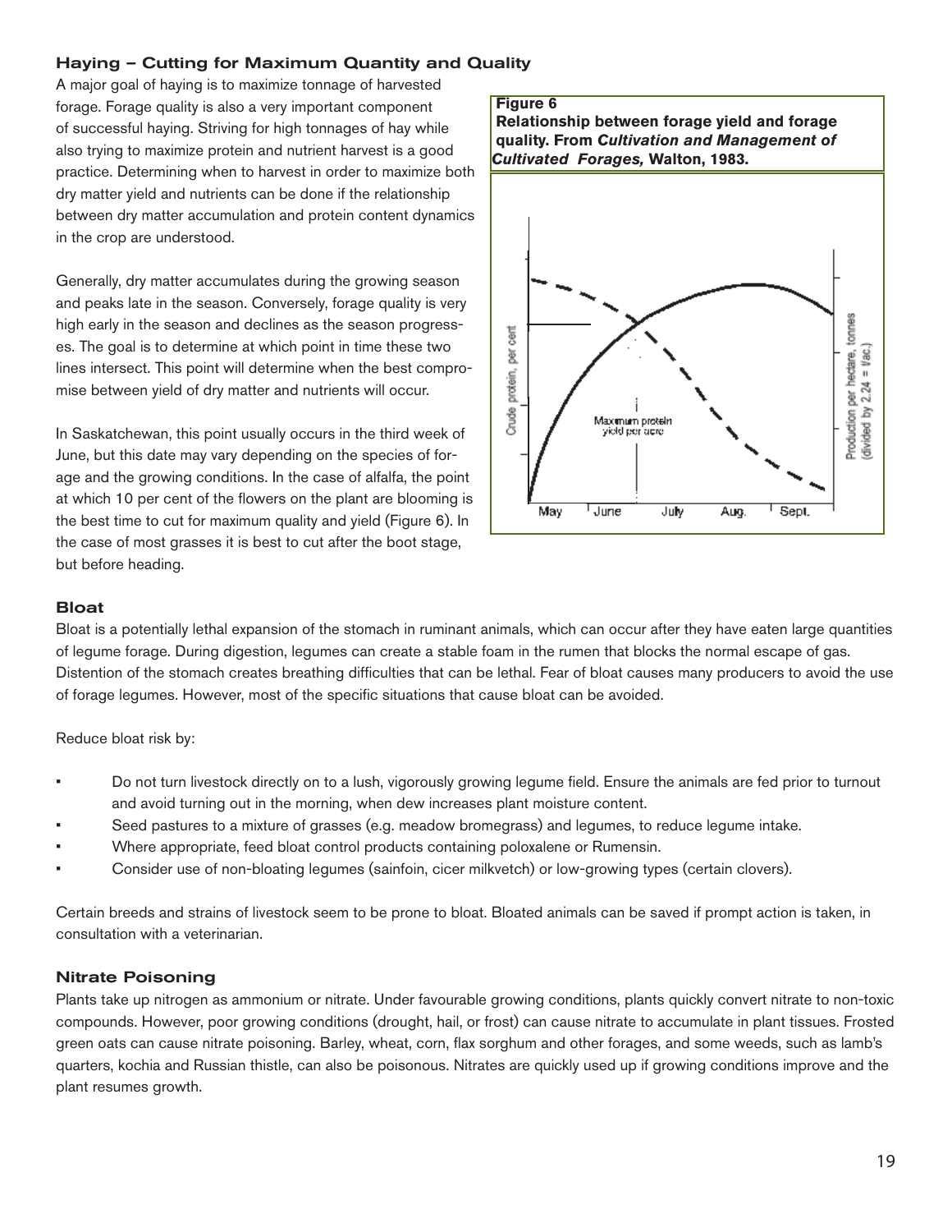### Haying – Cutting for Maximum Quantity and Quality

A major goal of haying is to maximize tonnage of harvested forage. Forage quality is also a very important component of successful haying. Striving for high tonnages of hay while also trying to maximize protein and nutrient harvest is a good practice. Determining when to harvest in order to maximize both dry matter yield and nutrients can be done if the relationship between dry matter accumulation and protein content dynamics in the crop are understood.

Generally, dry matter accumulates during the growing season and peaks late in the season. Conversely, forage quality is very high early in the season and declines as the season progresses. The goal is to determine at which point in time these two lines intersect. This point will determine when the best compromise between yield of dry matter and nutrients will occur.

In Saskatchewan, this point usually occurs in the third week of June, but this date may vary depending on the species of forage and the growing conditions. In the case of alfalfa, the point at which 10 per cent of the flowers on the plant are blooming is the best time to cut for maximum quality and yield (Figure 6). In the case of most grasses it is best to cut after the boot stage, but before heading.

**Figure 6**
**Relationship between forage yield and forage quality. From *Cultivation and Management of Cultivated Forages,* Walton, 1983.**

### Bloat

Bloat is a potentially lethal expansion of the stomach in ruminant animals, which can occur after they have eaten large quantities of legume forage. During digestion, legumes can create a stable foam in the rumen that blocks the normal escape of gas. Distention of the stomach creates breathing difficulties that can be lethal. Fear of bloat causes many producers to avoid the use of forage legumes. However, most of the specific situations that cause bloat can be avoided.

Reduce bloat risk by:

- Do not turn livestock directly on to a lush, vigorously growing legume field. Ensure the animals are fed prior to turnout and avoid turning out in the morning, when dew increases plant moisture content.
- Seed pastures to a mixture of grasses (e.g. meadow bromegrass) and legumes, to reduce legume intake.
- Where appropriate, feed bloat control products containing poloxalene or Rumensin.
- Consider use of non-bloating legumes (sainfoin, cicer milkvetch) or low-growing types (certain clovers).

Certain breeds and strains of livestock seem to be prone to bloat. Bloated animals can be saved if prompt action is taken, in consultation with a veterinarian.

### Nitrate Poisoning

Plants take up nitrogen as ammonium or nitrate. Under favourable growing conditions, plants quickly convert nitrate to non-toxic compounds. However, poor growing conditions (drought, hail, or frost) can cause nitrate to accumulate in plant tissues. Frosted green oats can cause nitrate poisoning. Barley, wheat, corn, flax sorghum and other forages, and some weeds, such as lamb's quarters, kochia and Russian thistle, can also be poisonous. Nitrates are quickly used up if growing conditions improve and the plant resumes growth.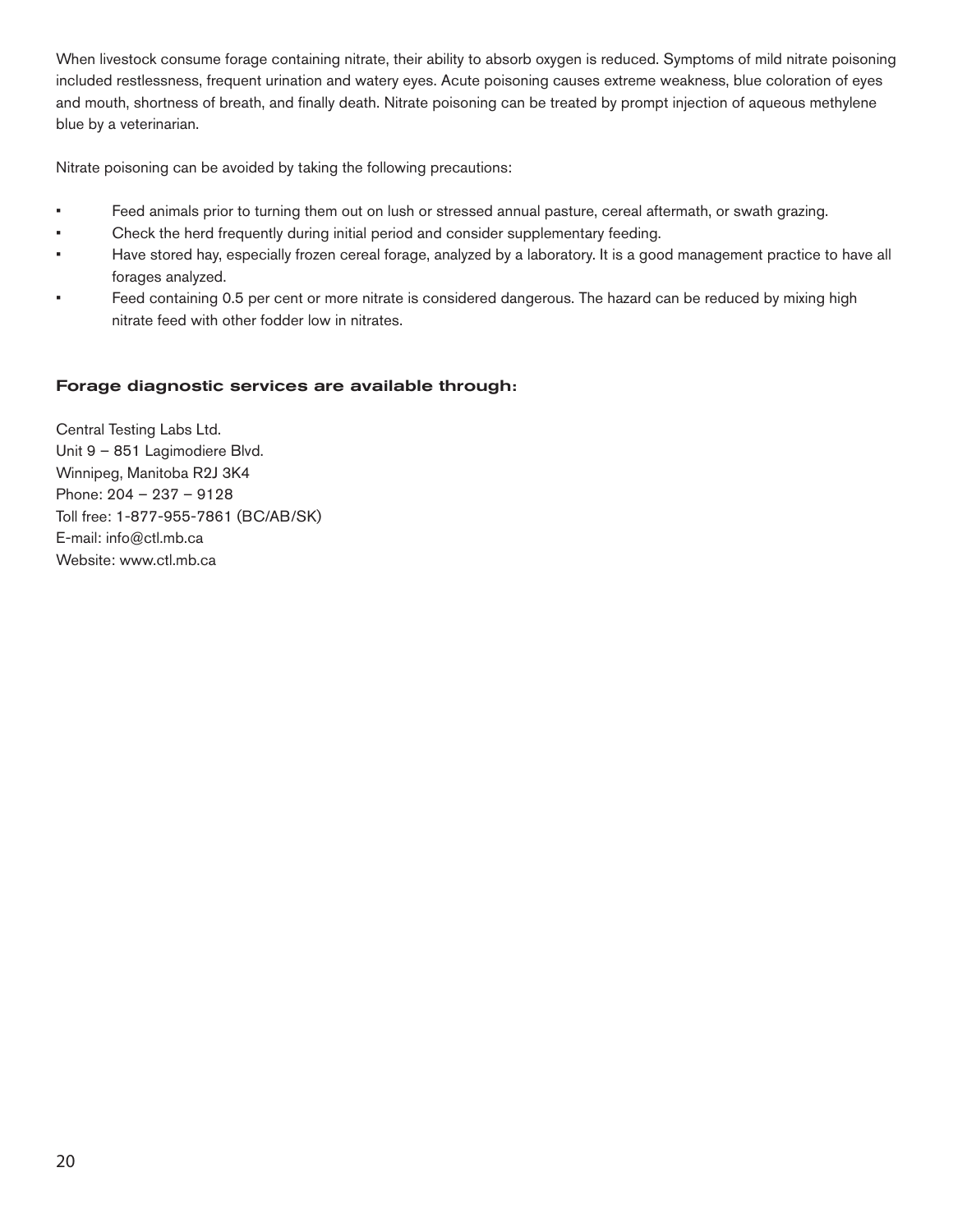When livestock consume forage containing nitrate, their ability to absorb oxygen is reduced. Symptoms of mild nitrate poisoning included restlessness, frequent urination and watery eyes. Acute poisoning causes extreme weakness, blue coloration of eyes and mouth, shortness of breath, and finally death. Nitrate poisoning can be treated by prompt injection of aqueous methylene blue by a veterinarian.

Nitrate poisoning can be avoided by taking the following precautions:

- Feed animals prior to turning them out on lush or stressed annual pasture, cereal aftermath, or swath grazing.
- Check the herd frequently during initial period and consider supplementary feeding.
- Have stored hay, especially frozen cereal forage, analyzed by a laboratory. It is a good management practice to have all forages analyzed.
- Feed containing 0.5 per cent or more nitrate is considered dangerous. The hazard can be reduced by mixing high nitrate feed with other fodder low in nitrates.

### Forage diagnostic services are available through:

Central Testing Labs Ltd.
Unit 9 – 851 Lagimodiere Blvd.
Winnipeg, Manitoba R2J 3K4
Phone: 204 – 237 – 9128
Toll free: 1-877-955-7861 (BC/AB/SK)
E-mail: info@ctl.mb.ca
Website: www.ctl.mb.ca